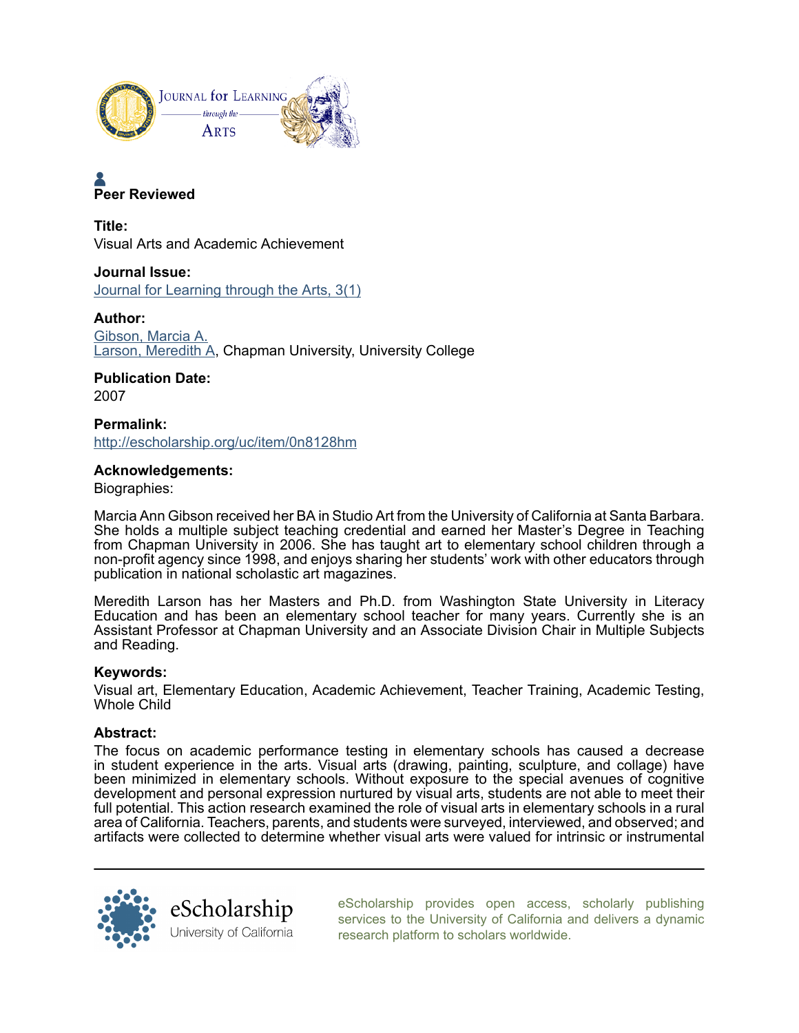Journal for Learning through the Arts

Peer Reviewed

**Title:**
Visual Arts and Academic Achievement

**Journal Issue:**
Journal for Learning through the Arts, 3(1)

**Author:**
Gibson, Marcia A.
Larson, Meredith A, Chapman University, University College

**Publication Date:**
2007

**Permalink:**
http://escholarship.org/uc/item/0n8128hm

**Acknowledgements:**
Biographies:

Marcia Ann Gibson received her BA in Studio Art from the University of California at Santa Barbara. She holds a multiple subject teaching credential and earned her Master's Degree in Teaching from Chapman University in 2006. She has taught art to elementary school children through a non-profit agency since 1998, and enjoys sharing her students' work with other educators through publication in national scholastic art magazines.

Meredith Larson has her Masters and Ph.D. from Washington State University in Literacy Education and has been an elementary school teacher for many years. Currently she is an Assistant Professor at Chapman University and an Associate Division Chair in Multiple Subjects and Reading.

**Keywords:**
Visual art, Elementary Education, Academic Achievement, Teacher Training, Academic Testing, Whole Child

**Abstract:**
The focus on academic performance testing in elementary schools has caused a decrease in student experience in the arts. Visual arts (drawing, painting, sculpture, and collage) have been minimized in elementary schools. Without exposure to the special avenues of cognitive development and personal expression nurtured by visual arts, students are not able to meet their full potential. This action research examined the role of visual arts in elementary schools in a rural area of California. Teachers, parents, and students were surveyed, interviewed, and observed; and artifacts were collected to determine whether visual arts were valued for intrinsic or instrumental

eScholarship
University of California

eScholarship provides open access, scholarly publishing services to the University of California and delivers a dynamic research platform to scholars worldwide.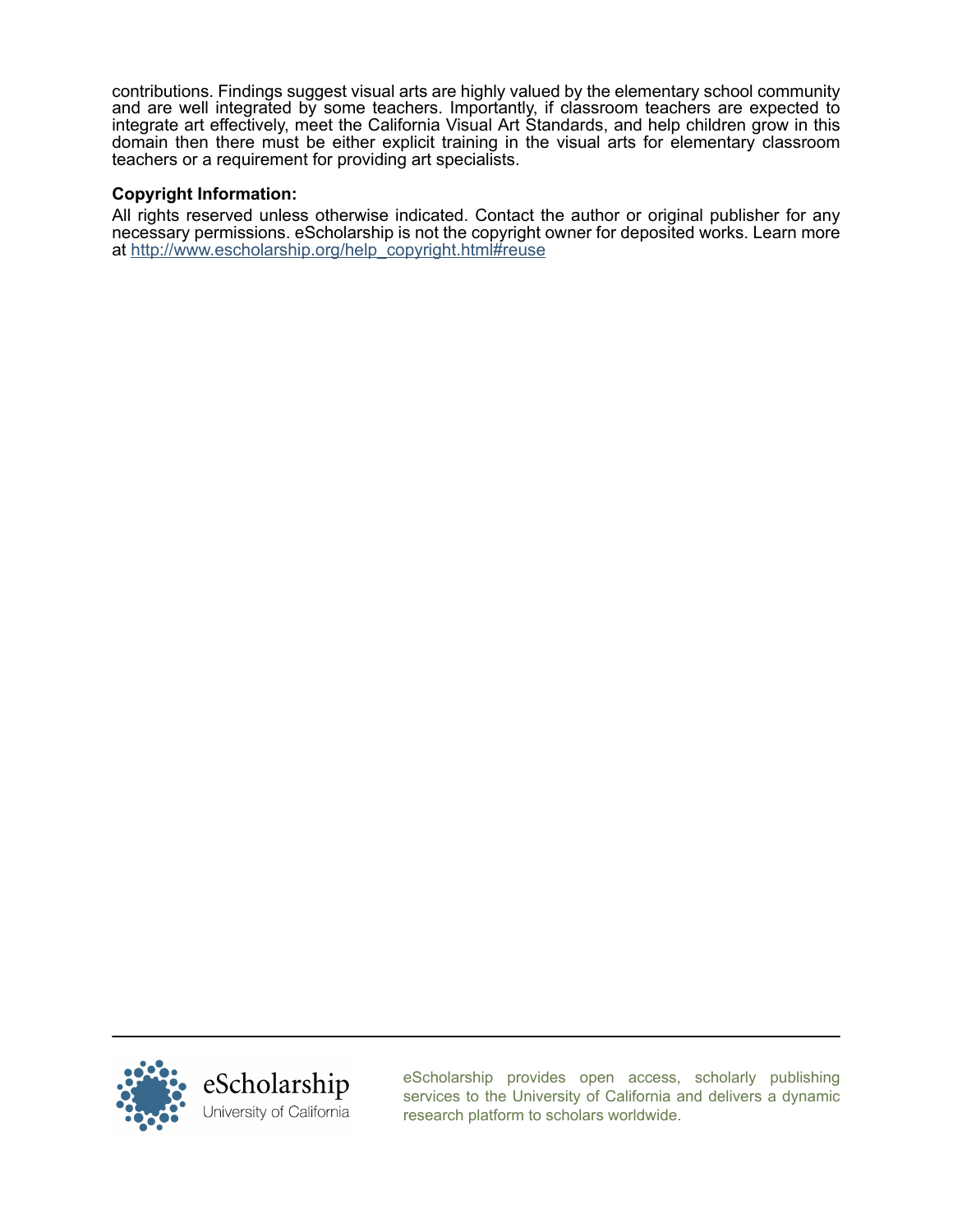contributions. Findings suggest visual arts are highly valued by the elementary school community and are well integrated by some teachers. Importantly, if classroom teachers are expected to integrate art effectively, meet the California Visual Art Standards, and help children grow in this domain then there must be either explicit training in the visual arts for elementary classroom teachers or a requirement for providing art specialists.

**Copyright Information:**

All rights reserved unless otherwise indicated. Contact the author or original publisher for any necessary permissions. eScholarship is not the copyright owner for deposited works. Learn more at [http://www.escholarship.org/help_copyright.html#reuse](http://www.escholarship.org/help_copyright.html#reuse)

eScholarship
University of California

eScholarship provides open access, scholarly publishing services to the University of California and delivers a dynamic research platform to scholars worldwide.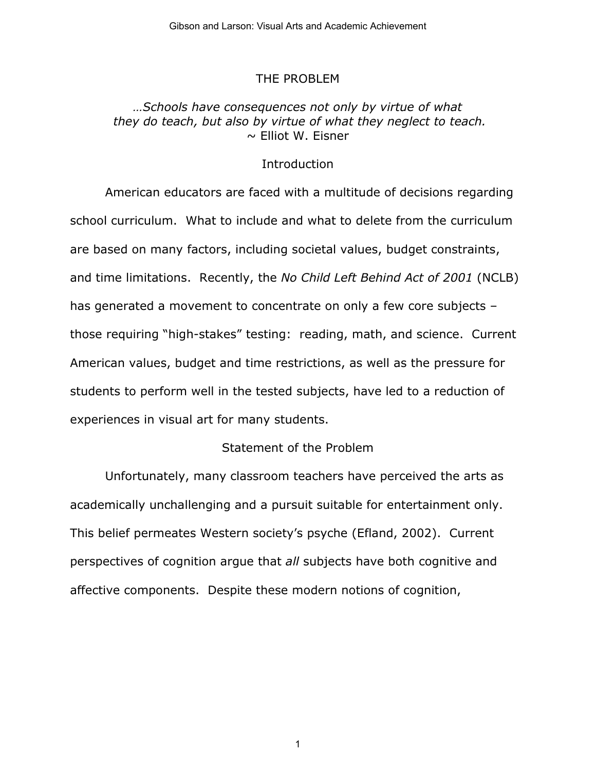# THE PROBLEM

*…Schools have consequences not only by virtue of what they do teach, but also by virtue of what they neglect to teach.*
~ Elliot W. Eisner

## Introduction

American educators are faced with a multitude of decisions regarding school curriculum. What to include and what to delete from the curriculum are based on many factors, including societal values, budget constraints, and time limitations. Recently, the *No Child Left Behind Act of 2001* (NCLB) has generated a movement to concentrate on only a few core subjects – those requiring "high-stakes" testing: reading, math, and science. Current American values, budget and time restrictions, as well as the pressure for students to perform well in the tested subjects, have led to a reduction of experiences in visual art for many students.

## Statement of the Problem

Unfortunately, many classroom teachers have perceived the arts as academically unchallenging and a pursuit suitable for entertainment only. This belief permeates Western society's psyche (Efland, 2002). Current perspectives of cognition argue that *all* subjects have both cognitive and affective components. Despite these modern notions of cognition,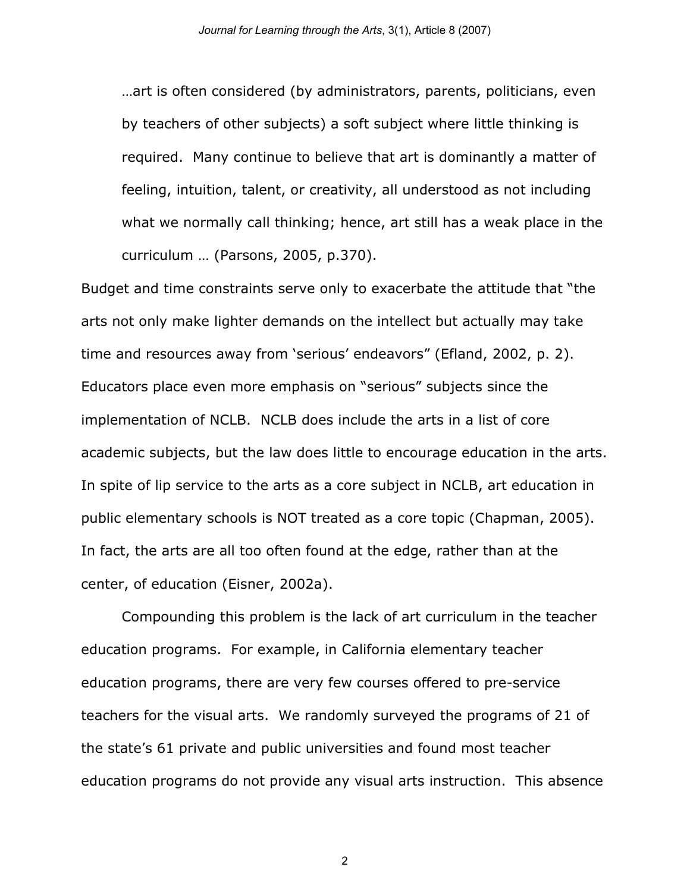> …art is often considered (by administrators, parents, politicians, even by teachers of other subjects) a soft subject where little thinking is required. Many continue to believe that art is dominantly a matter of feeling, intuition, talent, or creativity, all understood as not including what we normally call thinking; hence, art still has a weak place in the curriculum … (Parsons, 2005, p.370).

Budget and time constraints serve only to exacerbate the attitude that "the arts not only make lighter demands on the intellect but actually may take time and resources away from 'serious' endeavors" (Efland, 2002, p. 2). Educators place even more emphasis on "serious" subjects since the implementation of NCLB. NCLB does include the arts in a list of core academic subjects, but the law does little to encourage education in the arts. In spite of lip service to the arts as a core subject in NCLB, art education in public elementary schools is NOT treated as a core topic (Chapman, 2005). In fact, the arts are all too often found at the edge, rather than at the center, of education (Eisner, 2002a).

Compounding this problem is the lack of art curriculum in the teacher education programs. For example, in California elementary teacher education programs, there are very few courses offered to pre-service teachers for the visual arts. We randomly surveyed the programs of 21 of the state's 61 private and public universities and found most teacher education programs do not provide any visual arts instruction. This absence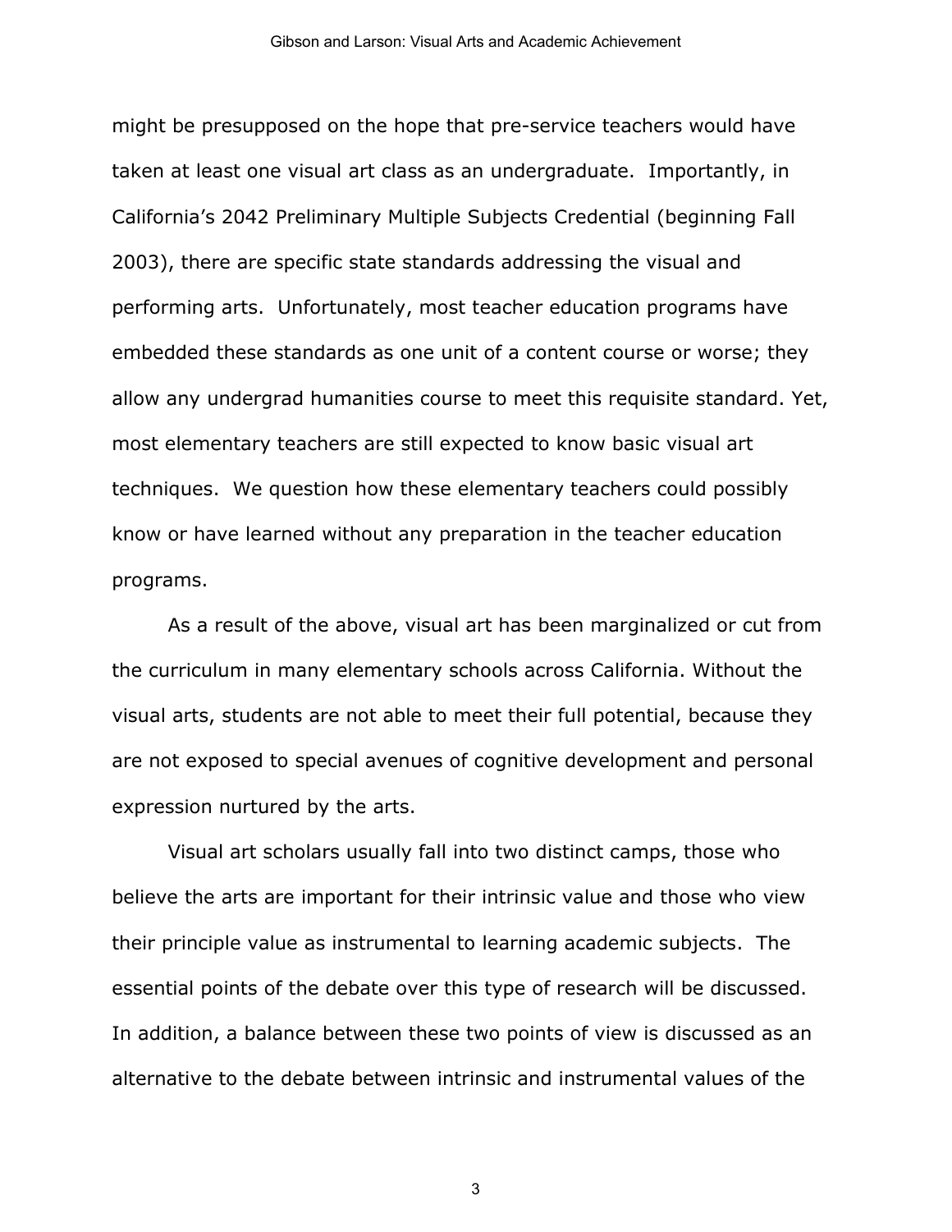might be presupposed on the hope that pre-service teachers would have taken at least one visual art class as an undergraduate. Importantly, in California's 2042 Preliminary Multiple Subjects Credential (beginning Fall 2003), there are specific state standards addressing the visual and performing arts. Unfortunately, most teacher education programs have embedded these standards as one unit of a content course or worse; they allow any undergrad humanities course to meet this requisite standard. Yet, most elementary teachers are still expected to know basic visual art techniques. We question how these elementary teachers could possibly know or have learned without any preparation in the teacher education programs.

As a result of the above, visual art has been marginalized or cut from the curriculum in many elementary schools across California. Without the visual arts, students are not able to meet their full potential, because they are not exposed to special avenues of cognitive development and personal expression nurtured by the arts.

Visual art scholars usually fall into two distinct camps, those who believe the arts are important for their intrinsic value and those who view their principle value as instrumental to learning academic subjects. The essential points of the debate over this type of research will be discussed. In addition, a balance between these two points of view is discussed as an alternative to the debate between intrinsic and instrumental values of the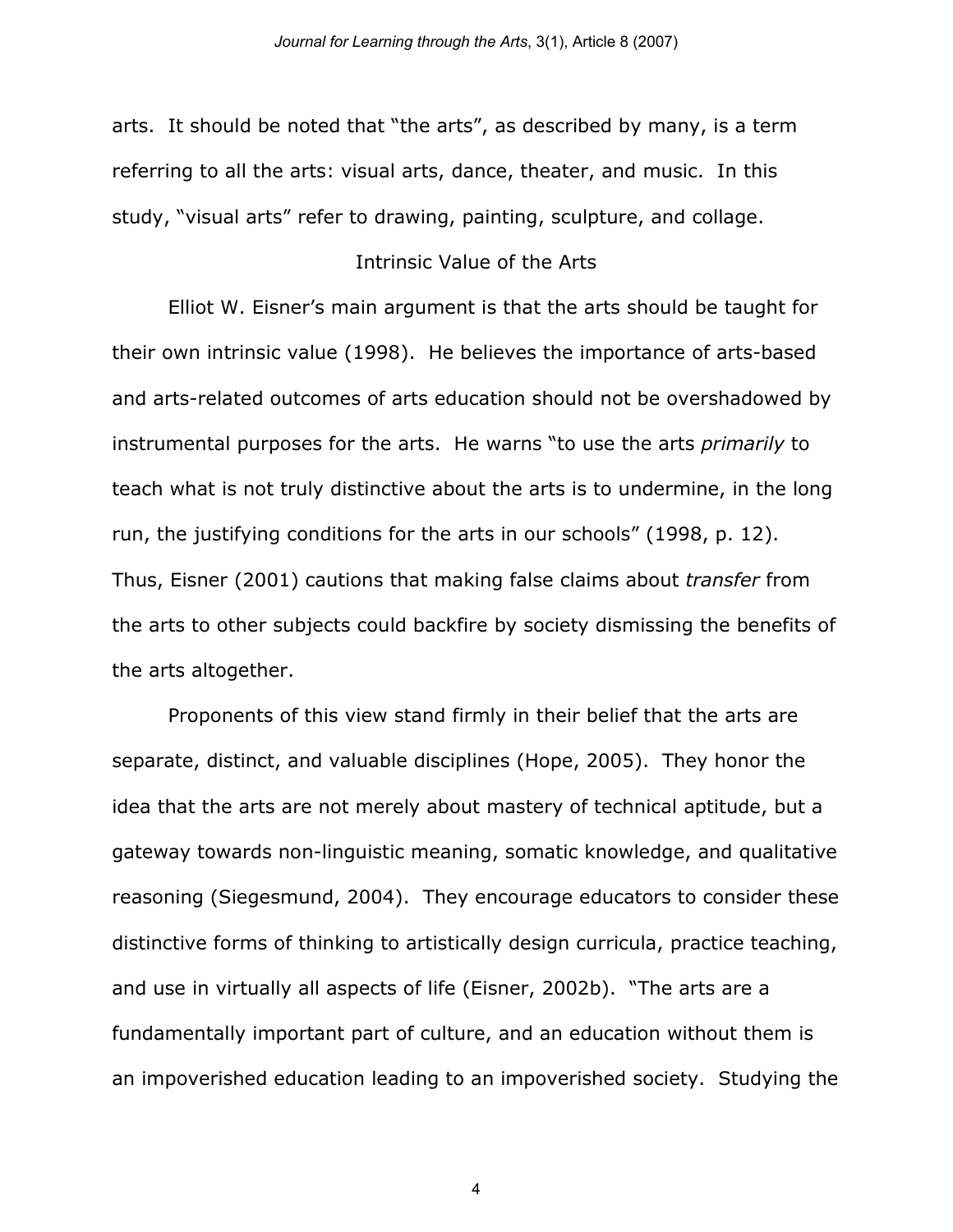arts. It should be noted that "the arts", as described by many, is a term referring to all the arts: visual arts, dance, theater, and music. In this study, "visual arts" refer to drawing, painting, sculpture, and collage.

## Intrinsic Value of the Arts

Elliot W. Eisner's main argument is that the arts should be taught for their own intrinsic value (1998). He believes the importance of arts-based and arts-related outcomes of arts education should not be overshadowed by instrumental purposes for the arts. He warns "to use the arts *primarily* to teach what is not truly distinctive about the arts is to undermine, in the long run, the justifying conditions for the arts in our schools" (1998, p. 12). Thus, Eisner (2001) cautions that making false claims about *transfer* from the arts to other subjects could backfire by society dismissing the benefits of the arts altogether.

Proponents of this view stand firmly in their belief that the arts are separate, distinct, and valuable disciplines (Hope, 2005). They honor the idea that the arts are not merely about mastery of technical aptitude, but a gateway towards non-linguistic meaning, somatic knowledge, and qualitative reasoning (Siegesmund, 2004). They encourage educators to consider these distinctive forms of thinking to artistically design curricula, practice teaching, and use in virtually all aspects of life (Eisner, 2002b). "The arts are a fundamentally important part of culture, and an education without them is an impoverished education leading to an impoverished society. Studying the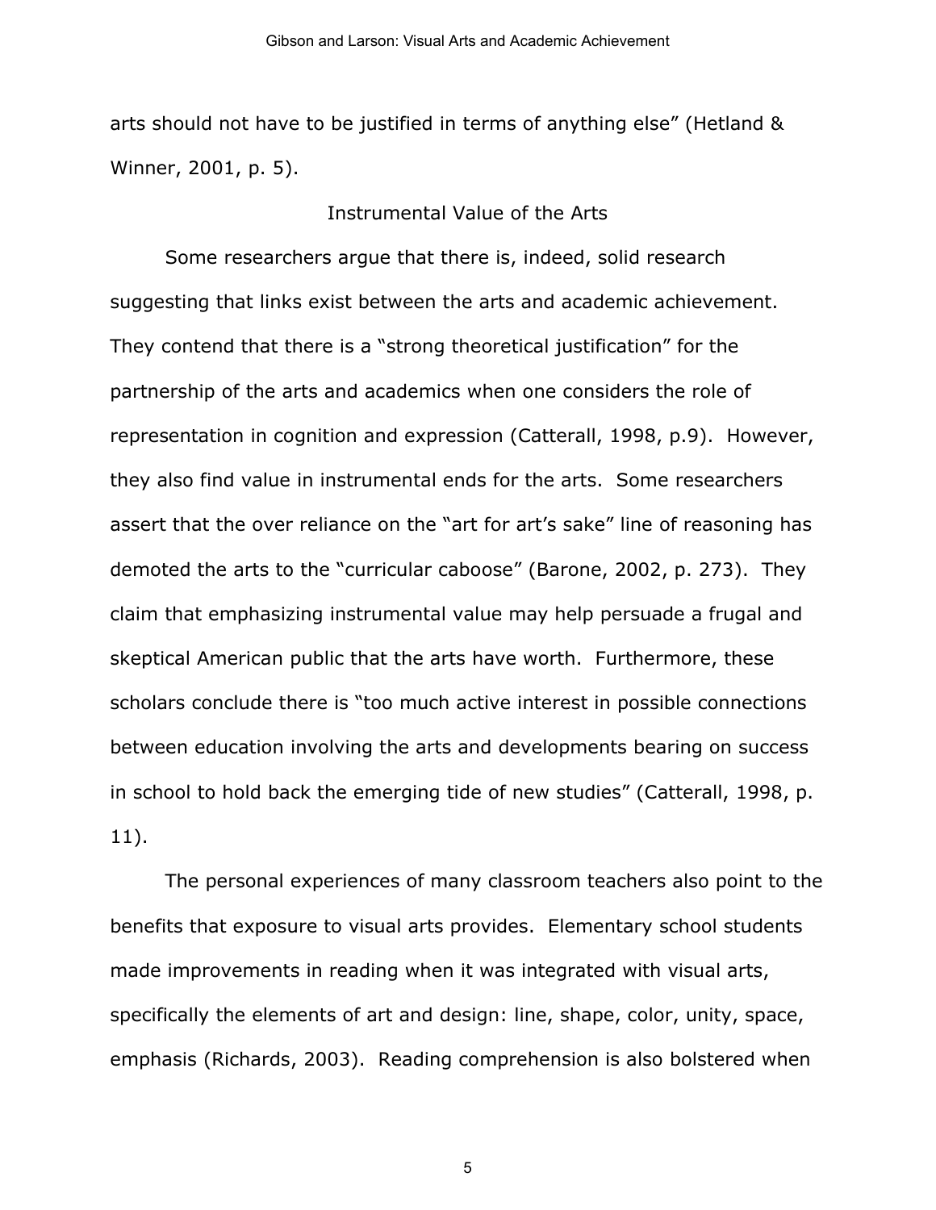arts should not have to be justified in terms of anything else" (Hetland & Winner, 2001, p. 5).

## Instrumental Value of the Arts

Some researchers argue that there is, indeed, solid research suggesting that links exist between the arts and academic achievement. They contend that there is a "strong theoretical justification" for the partnership of the arts and academics when one considers the role of representation in cognition and expression (Catterall, 1998, p.9). However, they also find value in instrumental ends for the arts. Some researchers assert that the over reliance on the "art for art's sake" line of reasoning has demoted the arts to the "curricular caboose" (Barone, 2002, p. 273). They claim that emphasizing instrumental value may help persuade a frugal and skeptical American public that the arts have worth. Furthermore, these scholars conclude there is "too much active interest in possible connections between education involving the arts and developments bearing on success in school to hold back the emerging tide of new studies" (Catterall, 1998, p. 11).

The personal experiences of many classroom teachers also point to the benefits that exposure to visual arts provides. Elementary school students made improvements in reading when it was integrated with visual arts, specifically the elements of art and design: line, shape, color, unity, space, emphasis (Richards, 2003). Reading comprehension is also bolstered when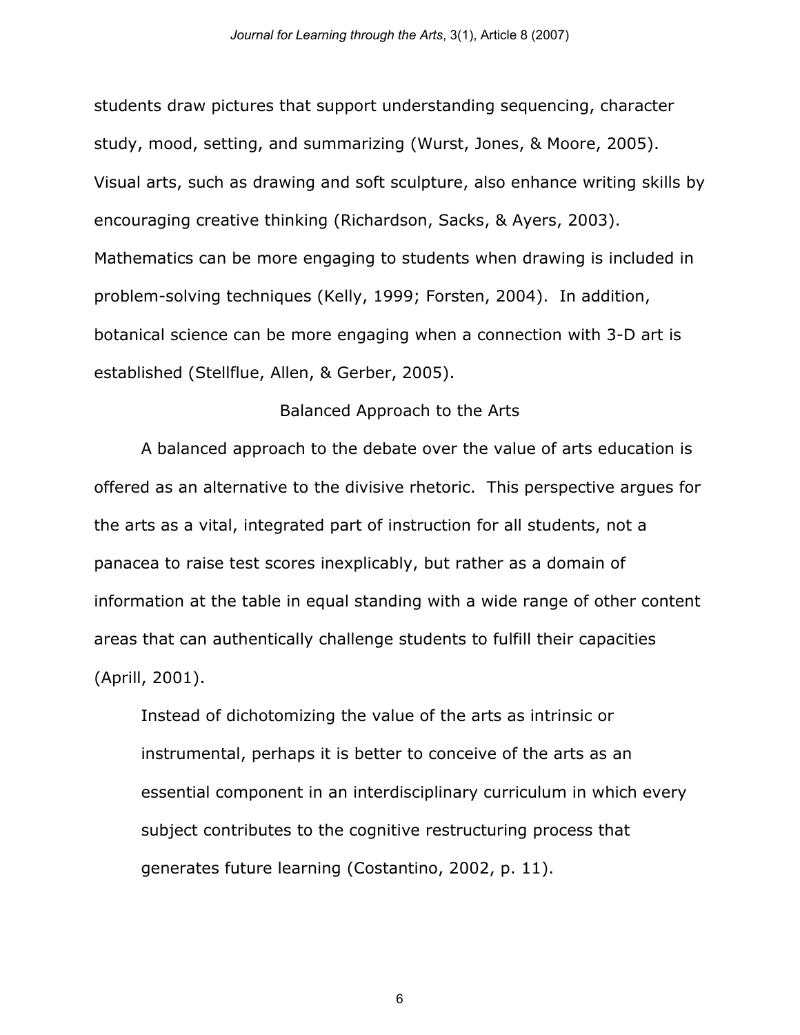students draw pictures that support understanding sequencing, character study, mood, setting, and summarizing (Wurst, Jones, & Moore, 2005). Visual arts, such as drawing and soft sculpture, also enhance writing skills by encouraging creative thinking (Richardson, Sacks, & Ayers, 2003). Mathematics can be more engaging to students when drawing is included in problem-solving techniques (Kelly, 1999; Forsten, 2004). In addition, botanical science can be more engaging when a connection with 3-D art is established (Stellflue, Allen, & Gerber, 2005).

## Balanced Approach to the Arts

A balanced approach to the debate over the value of arts education is offered as an alternative to the divisive rhetoric. This perspective argues for the arts as a vital, integrated part of instruction for all students, not a panacea to raise test scores inexplicably, but rather as a domain of information at the table in equal standing with a wide range of other content areas that can authentically challenge students to fulfill their capacities (Aprill, 2001).

> Instead of dichotomizing the value of the arts as intrinsic or instrumental, perhaps it is better to conceive of the arts as an essential component in an interdisciplinary curriculum in which every subject contributes to the cognitive restructuring process that generates future learning (Costantino, 2002, p. 11).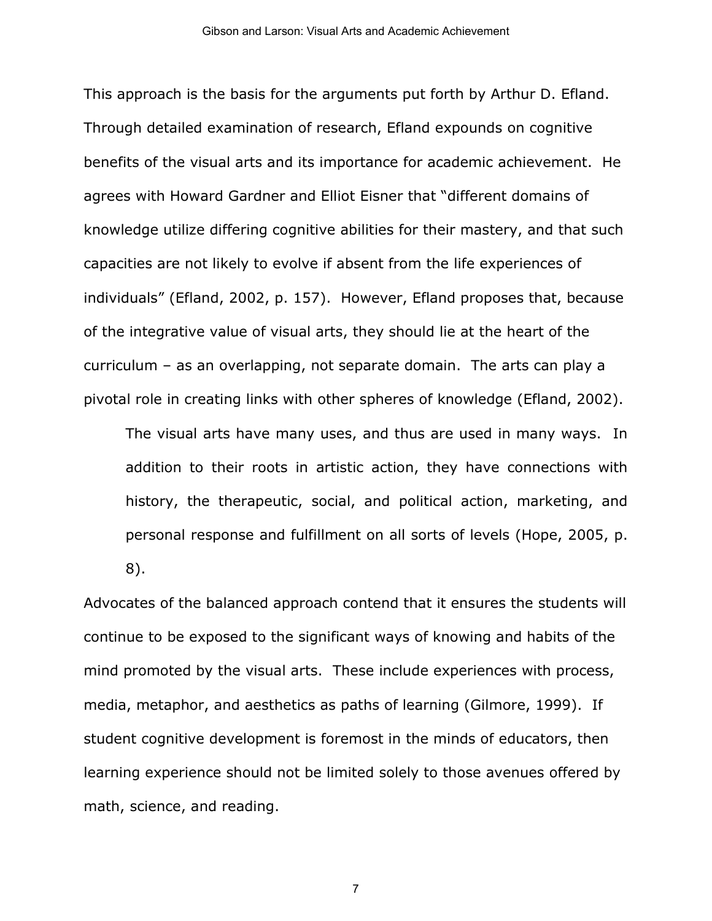This approach is the basis for the arguments put forth by Arthur D. Efland. Through detailed examination of research, Efland expounds on cognitive benefits of the visual arts and its importance for academic achievement. He agrees with Howard Gardner and Elliot Eisner that "different domains of knowledge utilize differing cognitive abilities for their mastery, and that such capacities are not likely to evolve if absent from the life experiences of individuals" (Efland, 2002, p. 157). However, Efland proposes that, because of the integrative value of visual arts, they should lie at the heart of the curriculum – as an overlapping, not separate domain. The arts can play a pivotal role in creating links with other spheres of knowledge (Efland, 2002).

> The visual arts have many uses, and thus are used in many ways. In addition to their roots in artistic action, they have connections with history, the therapeutic, social, and political action, marketing, and personal response and fulfillment on all sorts of levels (Hope, 2005, p. 8).

Advocates of the balanced approach contend that it ensures the students will continue to be exposed to the significant ways of knowing and habits of the mind promoted by the visual arts. These include experiences with process, media, metaphor, and aesthetics as paths of learning (Gilmore, 1999). If student cognitive development is foremost in the minds of educators, then learning experience should not be limited solely to those avenues offered by math, science, and reading.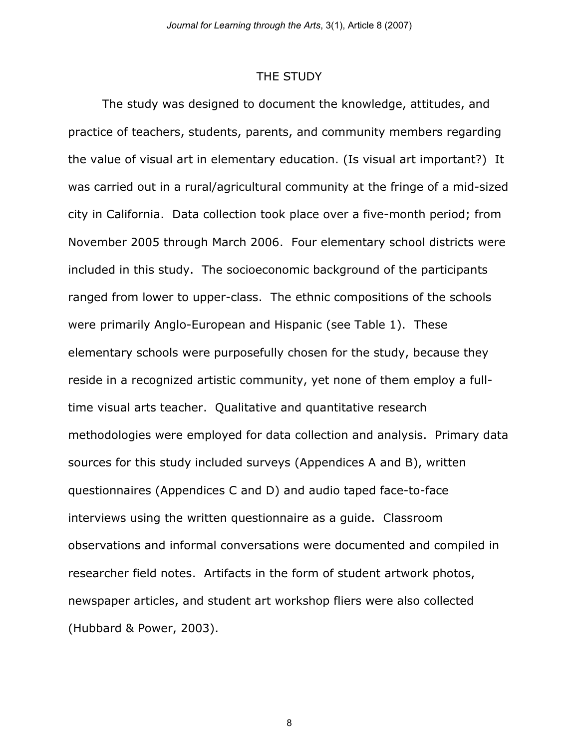## THE STUDY

The study was designed to document the knowledge, attitudes, and practice of teachers, students, parents, and community members regarding the value of visual art in elementary education. (Is visual art important?) It was carried out in a rural/agricultural community at the fringe of a mid-sized city in California. Data collection took place over a five-month period; from November 2005 through March 2006. Four elementary school districts were included in this study. The socioeconomic background of the participants ranged from lower to upper-class. The ethnic compositions of the schools were primarily Anglo-European and Hispanic (see Table 1). These elementary schools were purposefully chosen for the study, because they reside in a recognized artistic community, yet none of them employ a full-time visual arts teacher. Qualitative and quantitative research methodologies were employed for data collection and analysis. Primary data sources for this study included surveys (Appendices A and B), written questionnaires (Appendices C and D) and audio taped face-to-face interviews using the written questionnaire as a guide. Classroom observations and informal conversations were documented and compiled in researcher field notes. Artifacts in the form of student artwork photos, newspaper articles, and student art workshop fliers were also collected (Hubbard & Power, 2003).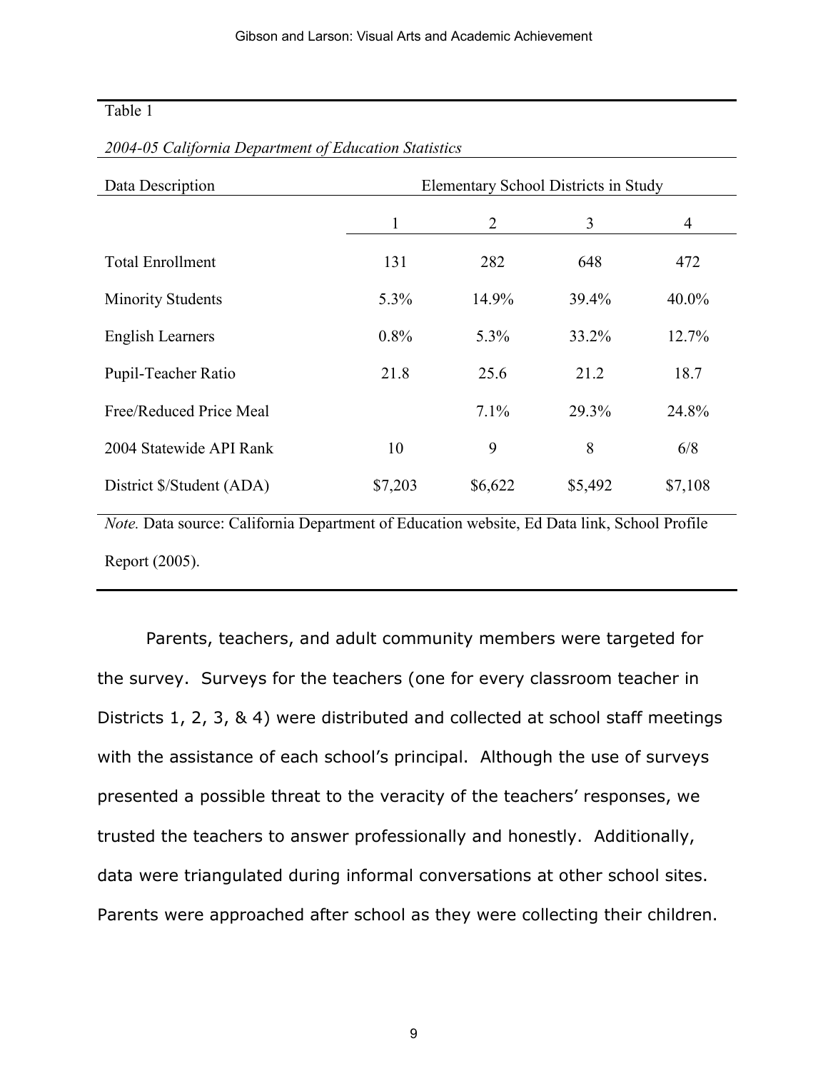Table 1

*2004-05 California Department of Education Statistics*

| Data Description | Elementary School Districts in Study | | | |
|---|---|---|---|---|
| | 1 | 2 | 3 | 4 |
| Total Enrollment | 131 | 282 | 648 | 472 |
| Minority Students | 5.3% | 14.9% | 39.4% | 40.0% |
| English Learners | 0.8% | 5.3% | 33.2% | 12.7% |
| Pupil-Teacher Ratio | 21.8 | 25.6 | 21.2 | 18.7 |
| Free/Reduced Price Meal | | 7.1% | 29.3% | 24.8% |
| 2004 Statewide API Rank | 10 | 9 | 8 | 6/8 |
| District $/Student (ADA) | $7,203 | $6,622 | $5,492 | $7,108 |

*Note.* Data source: California Department of Education website, Ed Data link, School Profile Report (2005).

Parents, teachers, and adult community members were targeted for the survey. Surveys for the teachers (one for every classroom teacher in Districts 1, 2, 3, & 4) were distributed and collected at school staff meetings with the assistance of each school's principal. Although the use of surveys presented a possible threat to the veracity of the teachers' responses, we trusted the teachers to answer professionally and honestly. Additionally, data were triangulated during informal conversations at other school sites. Parents were approached after school as they were collecting their children.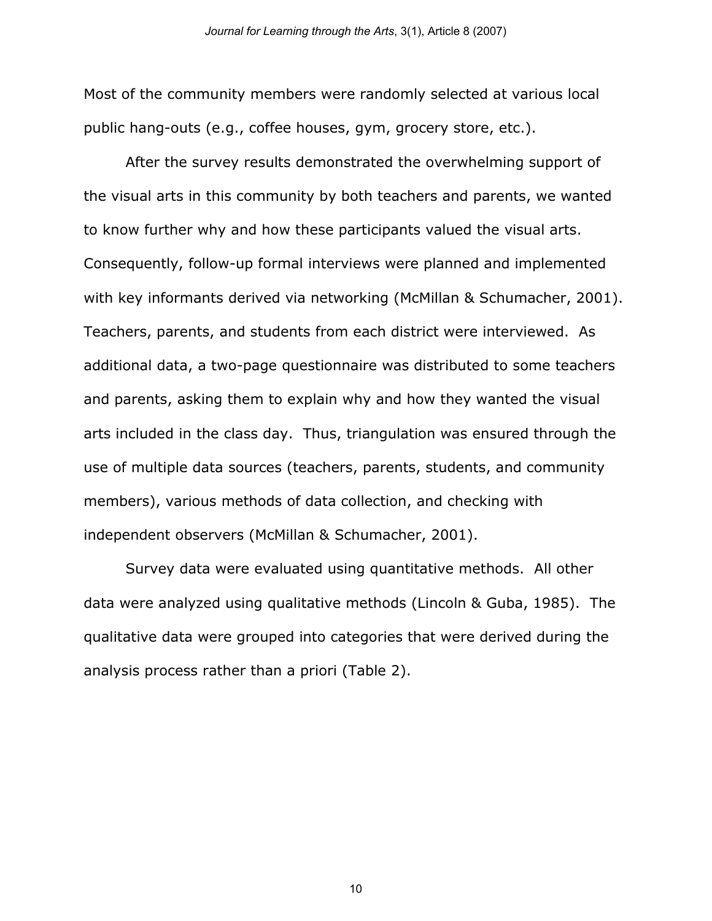Most of the community members were randomly selected at various local public hang-outs (e.g., coffee houses, gym, grocery store, etc.).

After the survey results demonstrated the overwhelming support of the visual arts in this community by both teachers and parents, we wanted to know further why and how these participants valued the visual arts. Consequently, follow-up formal interviews were planned and implemented with key informants derived via networking (McMillan & Schumacher, 2001). Teachers, parents, and students from each district were interviewed. As additional data, a two-page questionnaire was distributed to some teachers and parents, asking them to explain why and how they wanted the visual arts included in the class day. Thus, triangulation was ensured through the use of multiple data sources (teachers, parents, students, and community members), various methods of data collection, and checking with independent observers (McMillan & Schumacher, 2001).

Survey data were evaluated using quantitative methods. All other data were analyzed using qualitative methods (Lincoln & Guba, 1985). The qualitative data were grouped into categories that were derived during the analysis process rather than a priori (Table 2).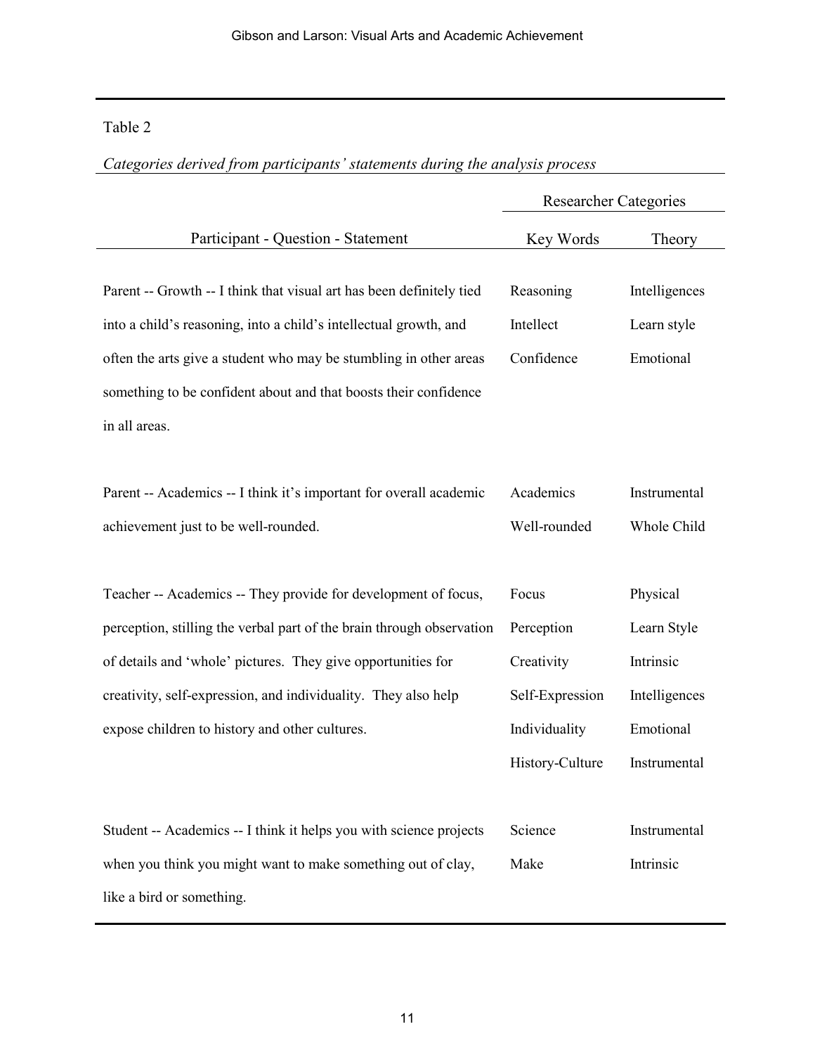Table 2

*Categories derived from participants' statements during the analysis process*

| Participant - Question - Statement | Researcher Categories | |
|---|---|---|
| | Key Words | Theory |
| Parent -- Growth -- I think that visual art has been definitely tied into a child's reasoning, into a child's intellectual growth, and often the arts give a student who may be stumbling in other areas something to be confident about and that boosts their confidence in all areas. | Reasoning<br>Intellect<br>Confidence | Intelligences<br>Learn style<br>Emotional |
| Parent -- Academics -- I think it's important for overall academic achievement just to be well-rounded. | Academics<br>Well-rounded | Instrumental<br>Whole Child |
| Teacher -- Academics -- They provide for development of focus, perception, stilling the verbal part of the brain through observation of details and 'whole' pictures. They give opportunities for creativity, self-expression, and individuality. They also help expose children to history and other cultures. | Focus<br>Perception<br>Creativity<br>Self-Expression<br>Individuality<br>History-Culture | Physical<br>Learn Style<br>Intrinsic<br>Intelligences<br>Emotional<br>Instrumental |
| Student -- Academics -- I think it helps you with science projects when you think you might want to make something out of clay, like a bird or something. | Science<br>Make | Instrumental<br>Intrinsic |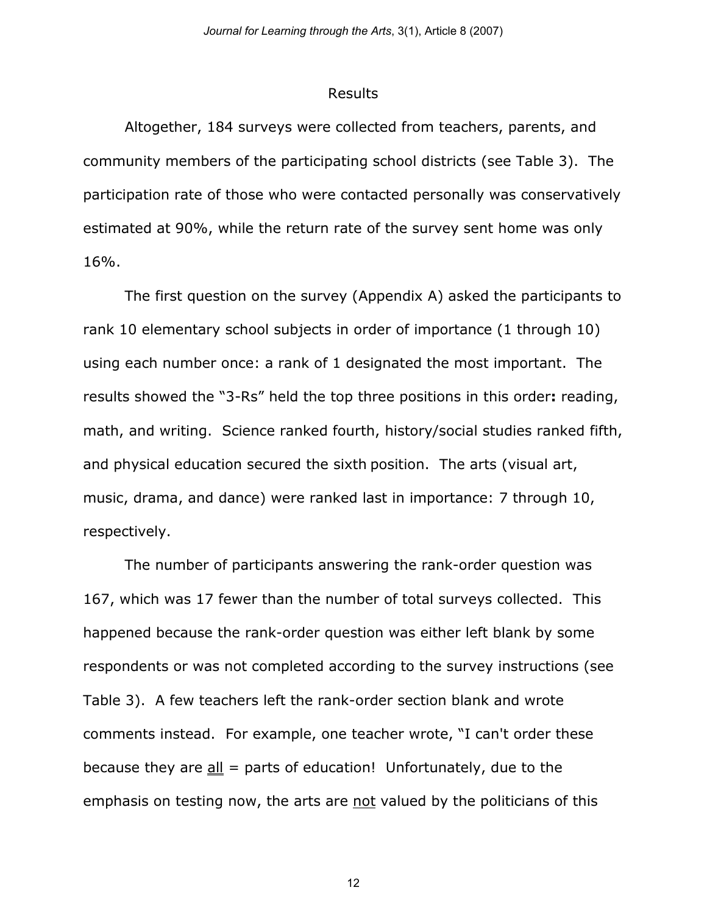# Results

Altogether, 184 surveys were collected from teachers, parents, and community members of the participating school districts (see Table 3). The participation rate of those who were contacted personally was conservatively estimated at 90%, while the return rate of the survey sent home was only 16%.

The first question on the survey (Appendix A) asked the participants to rank 10 elementary school subjects in order of importance (1 through 10) using each number once: a rank of 1 designated the most important. The results showed the "3-Rs" held the top three positions in this order**:** reading, math, and writing. Science ranked fourth, history/social studies ranked fifth, and physical education secured the sixth position. The arts (visual art, music, drama, and dance) were ranked last in importance: 7 through 10, respectively.

The number of participants answering the rank-order question was 167, which was 17 fewer than the number of total surveys collected. This happened because the rank-order question was either left blank by some respondents or was not completed according to the survey instructions (see Table 3). A few teachers left the rank-order section blank and wrote comments instead. For example, one teacher wrote, "I can't order these because they are <u>all</u> = parts of education! Unfortunately, due to the emphasis on testing now, the arts are <u>not</u> valued by the politicians of this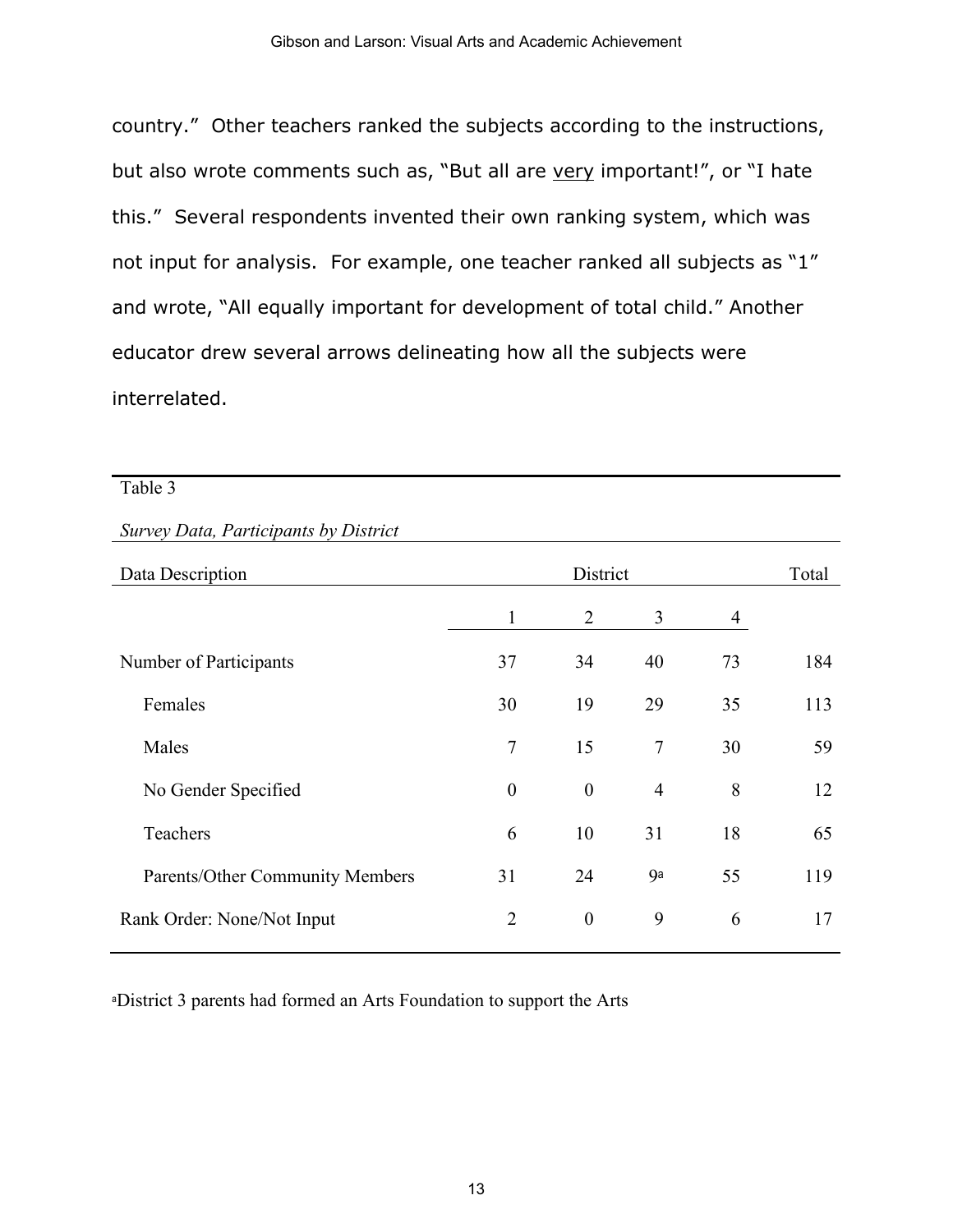country." Other teachers ranked the subjects according to the instructions, but also wrote comments such as, "But all are <u>very</u> important!", or "I hate this." Several respondents invented their own ranking system, which was not input for analysis. For example, one teacher ranked all subjects as "1" and wrote, "All equally important for development of total child." Another educator drew several arrows delineating how all the subjects were interrelated.

Table 3

*Survey Data, Participants by District*

| Data Description | District | | | | Total |
|---|---|---|---|---|---|
| | 1 | 2 | 3 | 4 | |
| Number of Participants | 37 | 34 | 40 | 73 | 184 |
| Females | 30 | 19 | 29 | 35 | 113 |
| Males | 7 | 15 | 7 | 30 | 59 |
| No Gender Specified | 0 | 0 | 4 | 8 | 12 |
| Teachers | 6 | 10 | 31 | 18 | 65 |
| Parents/Other Community Members | 31 | 24 | 9[a] | 55 | 119 |
| Rank Order: None/Not Input | 2 | 0 | 9 | 6 | 17 |

[a]District 3 parents had formed an Arts Foundation to support the Arts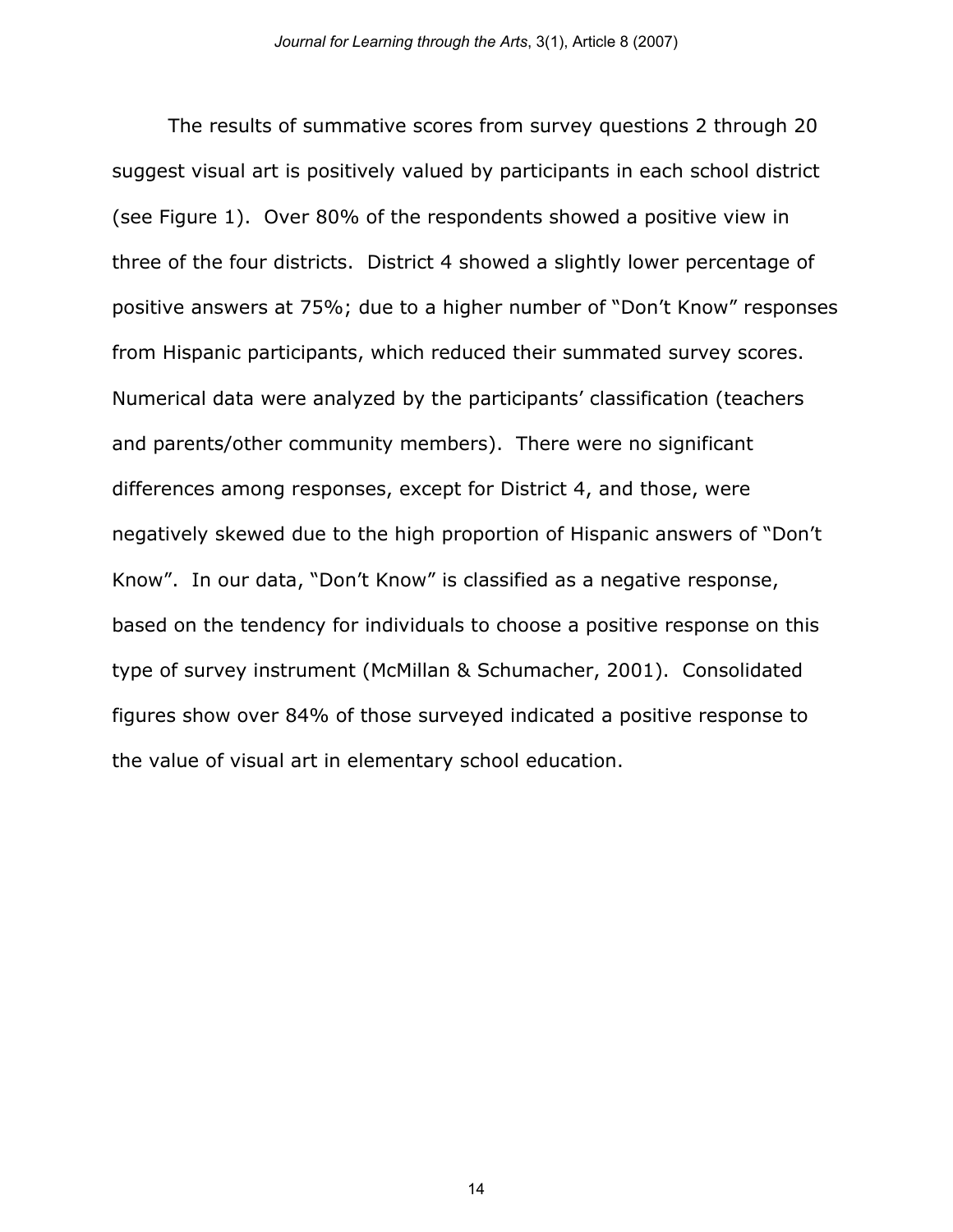The results of summative scores from survey questions 2 through 20 suggest visual art is positively valued by participants in each school district (see Figure 1). Over 80% of the respondents showed a positive view in three of the four districts. District 4 showed a slightly lower percentage of positive answers at 75%; due to a higher number of "Don't Know" responses from Hispanic participants, which reduced their summated survey scores. Numerical data were analyzed by the participants' classification (teachers and parents/other community members). There were no significant differences among responses, except for District 4, and those, were negatively skewed due to the high proportion of Hispanic answers of "Don't Know". In our data, "Don't Know" is classified as a negative response, based on the tendency for individuals to choose a positive response on this type of survey instrument (McMillan & Schumacher, 2001). Consolidated figures show over 84% of those surveyed indicated a positive response to the value of visual art in elementary school education.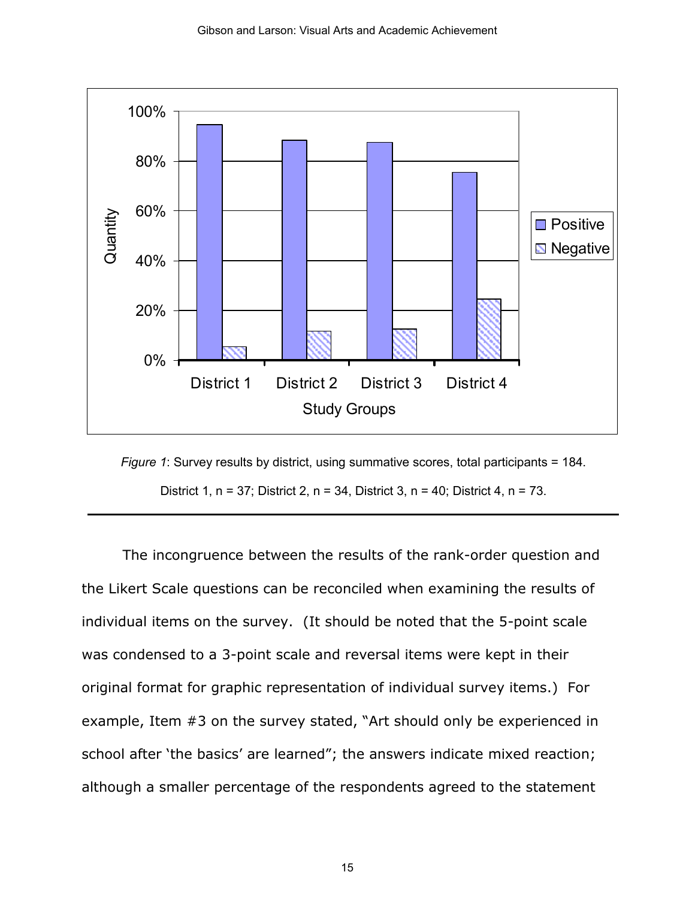*Figure 1*: Survey results by district, using summative scores, total participants = 184. District 1, n = 37; District 2, n = 34, District 3, n = 40; District 4, n = 73.

---

The incongruence between the results of the rank-order question and the Likert Scale questions can be reconciled when examining the results of individual items on the survey. (It should be noted that the 5-point scale was condensed to a 3-point scale and reversal items were kept in their original format for graphic representation of individual survey items.) For example, Item #3 on the survey stated, "Art should only be experienced in school after 'the basics' are learned"; the answers indicate mixed reaction; although a smaller percentage of the respondents agreed to the statement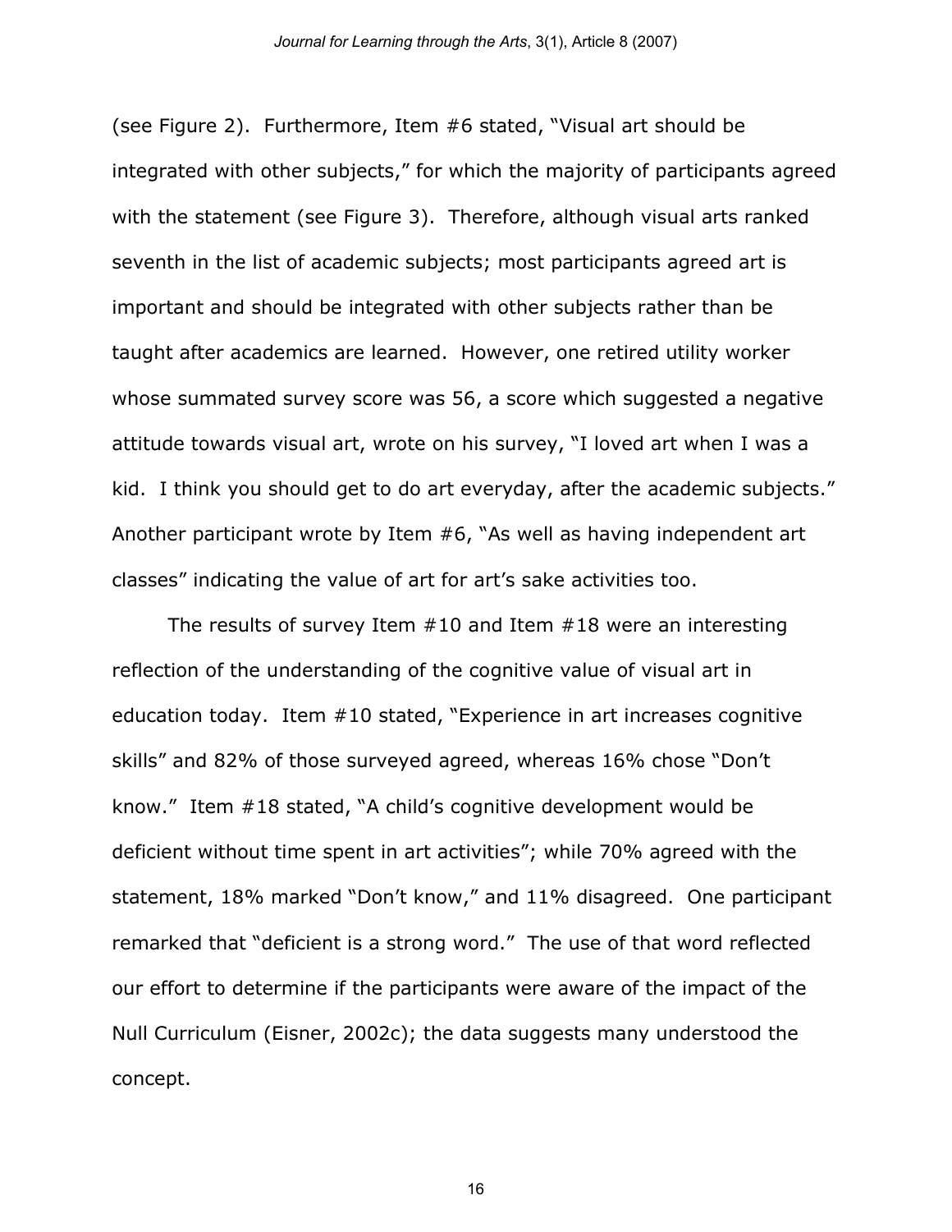(see Figure 2). Furthermore, Item #6 stated, "Visual art should be integrated with other subjects," for which the majority of participants agreed with the statement (see Figure 3). Therefore, although visual arts ranked seventh in the list of academic subjects; most participants agreed art is important and should be integrated with other subjects rather than be taught after academics are learned. However, one retired utility worker whose summated survey score was 56, a score which suggested a negative attitude towards visual art, wrote on his survey, "I loved art when I was a kid. I think you should get to do art everyday, after the academic subjects." Another participant wrote by Item #6, "As well as having independent art classes" indicating the value of art for art's sake activities too.

The results of survey Item #10 and Item #18 were an interesting reflection of the understanding of the cognitive value of visual art in education today. Item #10 stated, "Experience in art increases cognitive skills" and 82% of those surveyed agreed, whereas 16% chose "Don't know." Item #18 stated, "A child's cognitive development would be deficient without time spent in art activities"; while 70% agreed with the statement, 18% marked "Don't know," and 11% disagreed. One participant remarked that "deficient is a strong word." The use of that word reflected our effort to determine if the participants were aware of the impact of the Null Curriculum (Eisner, 2002c); the data suggests many understood the concept.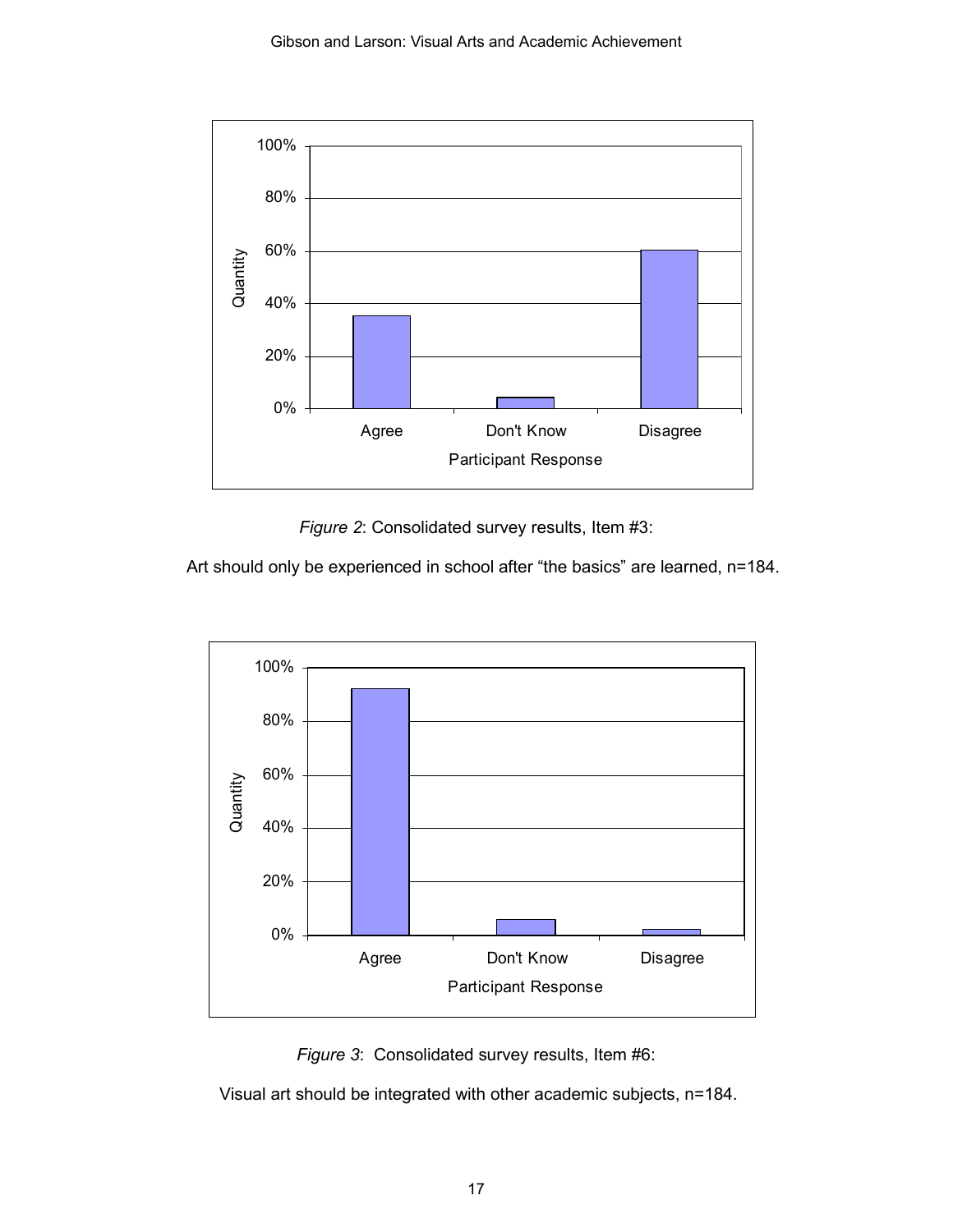*Figure 2*: Consolidated survey results, Item #3:

Art should only be experienced in school after "the basics" are learned, n=184.

*Figure 3*: Consolidated survey results, Item #6:

Visual art should be integrated with other academic subjects, n=184.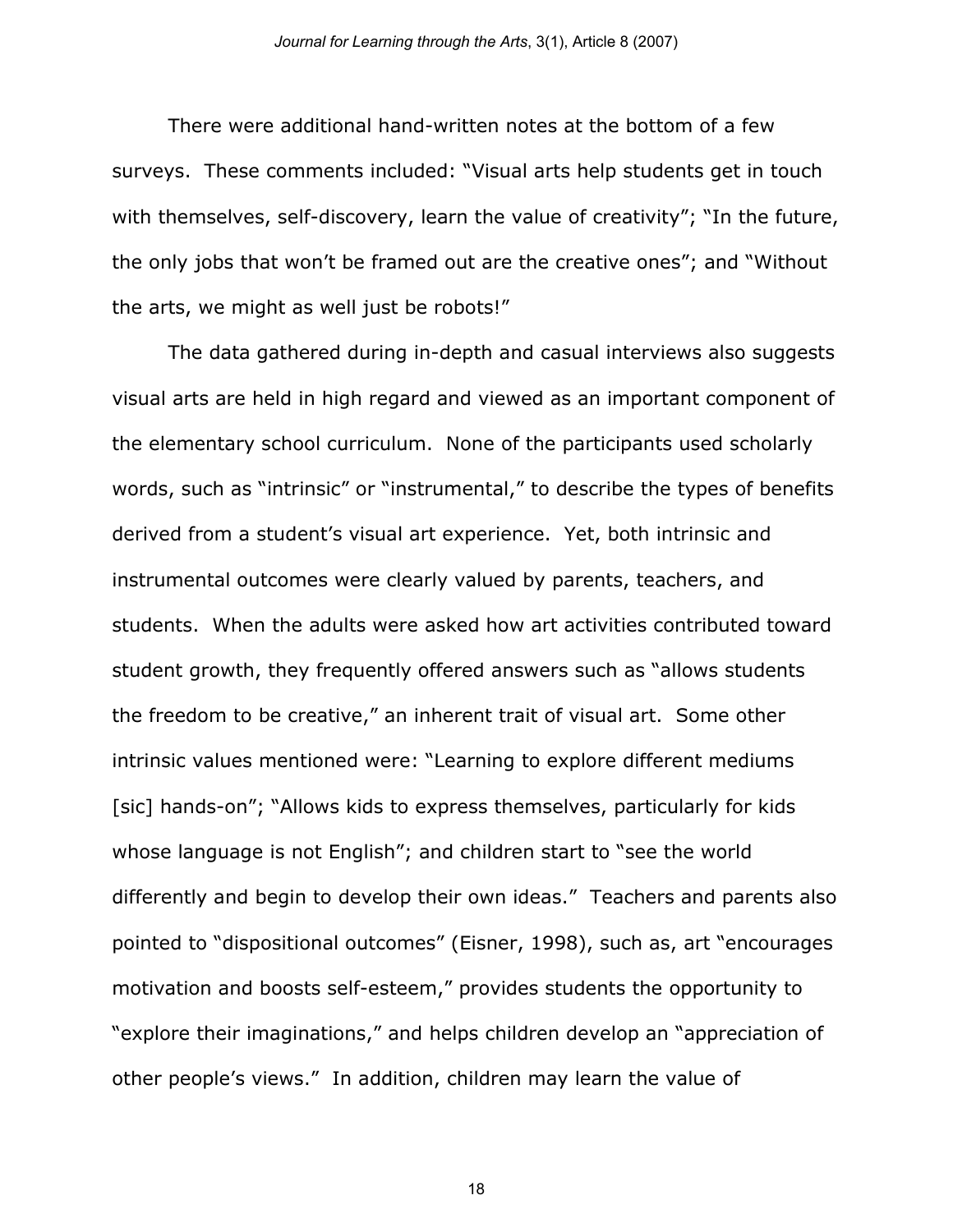There were additional hand-written notes at the bottom of a few surveys. These comments included: "Visual arts help students get in touch with themselves, self-discovery, learn the value of creativity"; "In the future, the only jobs that won't be framed out are the creative ones"; and "Without the arts, we might as well just be robots!"

The data gathered during in-depth and casual interviews also suggests visual arts are held in high regard and viewed as an important component of the elementary school curriculum. None of the participants used scholarly words, such as "intrinsic" or "instrumental," to describe the types of benefits derived from a student's visual art experience. Yet, both intrinsic and instrumental outcomes were clearly valued by parents, teachers, and students. When the adults were asked how art activities contributed toward student growth, they frequently offered answers such as "allows students the freedom to be creative," an inherent trait of visual art. Some other intrinsic values mentioned were: "Learning to explore different mediums [sic] hands-on"; "Allows kids to express themselves, particularly for kids whose language is not English"; and children start to "see the world differently and begin to develop their own ideas." Teachers and parents also pointed to "dispositional outcomes" (Eisner, 1998), such as, art "encourages motivation and boosts self-esteem," provides students the opportunity to "explore their imaginations," and helps children develop an "appreciation of other people's views." In addition, children may learn the value of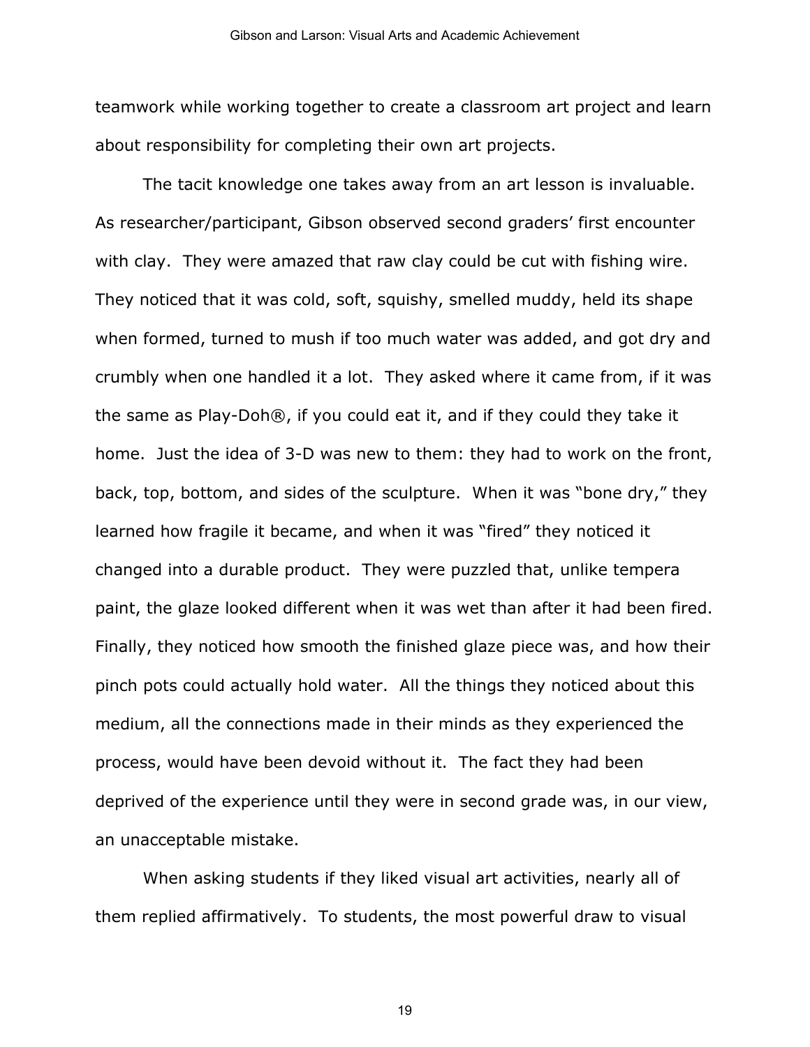teamwork while working together to create a classroom art project and learn about responsibility for completing their own art projects.

The tacit knowledge one takes away from an art lesson is invaluable. As researcher/participant, Gibson observed second graders' first encounter with clay. They were amazed that raw clay could be cut with fishing wire. They noticed that it was cold, soft, squishy, smelled muddy, held its shape when formed, turned to mush if too much water was added, and got dry and crumbly when one handled it a lot. They asked where it came from, if it was the same as Play-Doh®, if you could eat it, and if they could they take it home. Just the idea of 3-D was new to them: they had to work on the front, back, top, bottom, and sides of the sculpture. When it was "bone dry," they learned how fragile it became, and when it was "fired" they noticed it changed into a durable product. They were puzzled that, unlike tempera paint, the glaze looked different when it was wet than after it had been fired. Finally, they noticed how smooth the finished glaze piece was, and how their pinch pots could actually hold water. All the things they noticed about this medium, all the connections made in their minds as they experienced the process, would have been devoid without it. The fact they had been deprived of the experience until they were in second grade was, in our view, an unacceptable mistake.

When asking students if they liked visual art activities, nearly all of them replied affirmatively. To students, the most powerful draw to visual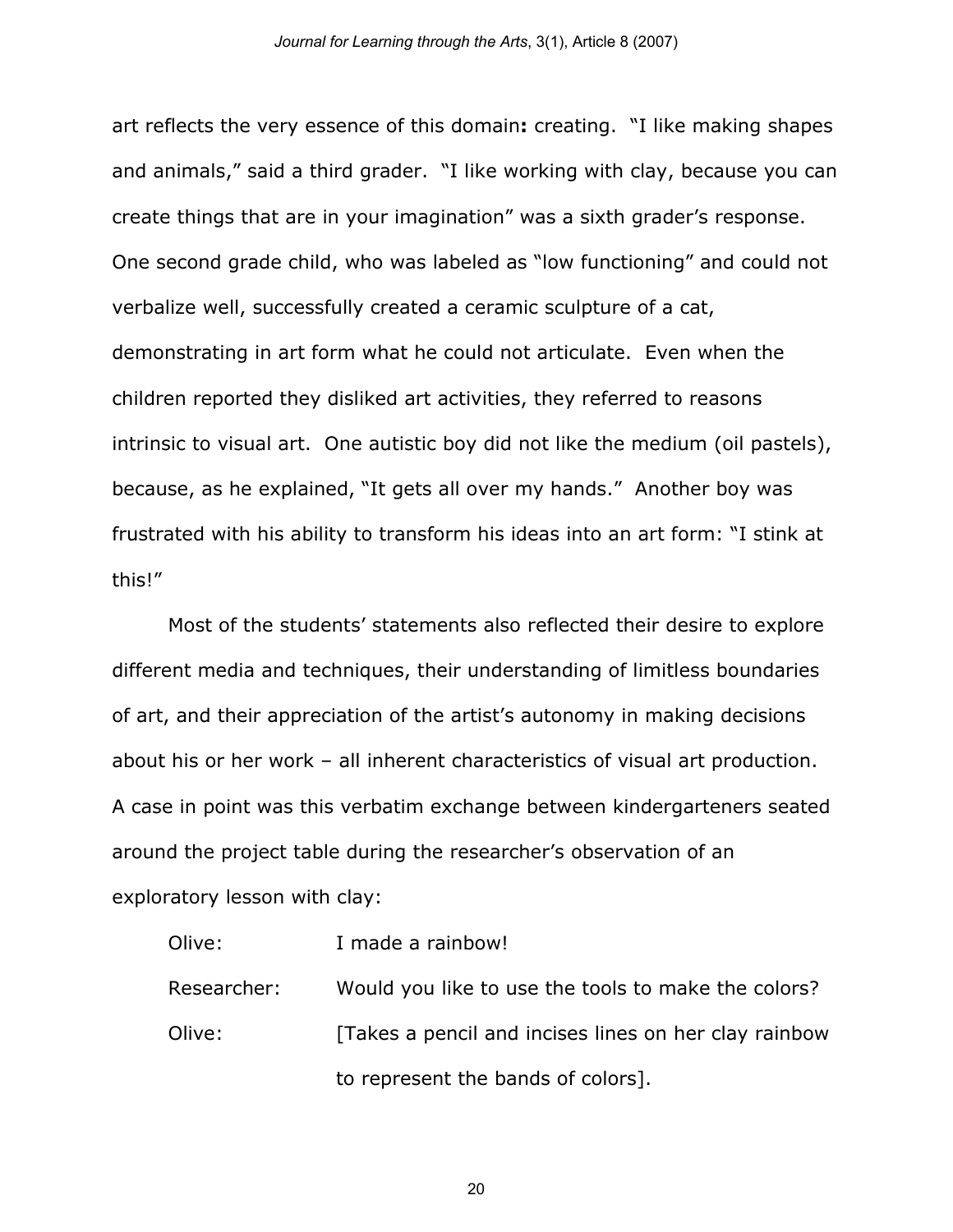art reflects the very essence of this domain**:** creating. "I like making shapes and animals," said a third grader. "I like working with clay, because you can create things that are in your imagination" was a sixth grader's response. One second grade child, who was labeled as "low functioning" and could not verbalize well, successfully created a ceramic sculpture of a cat, demonstrating in art form what he could not articulate. Even when the children reported they disliked art activities, they referred to reasons intrinsic to visual art. One autistic boy did not like the medium (oil pastels), because, as he explained, "It gets all over my hands." Another boy was frustrated with his ability to transform his ideas into an art form: "I stink at this!"

Most of the students' statements also reflected their desire to explore different media and techniques, their understanding of limitless boundaries of art, and their appreciation of the artist's autonomy in making decisions about his or her work – all inherent characteristics of visual art production. A case in point was this verbatim exchange between kindergarteners seated around the project table during the researcher's observation of an exploratory lesson with clay:

Olive: I made a rainbow!

Researcher: Would you like to use the tools to make the colors?

Olive: [Takes a pencil and incises lines on her clay rainbow to represent the bands of colors].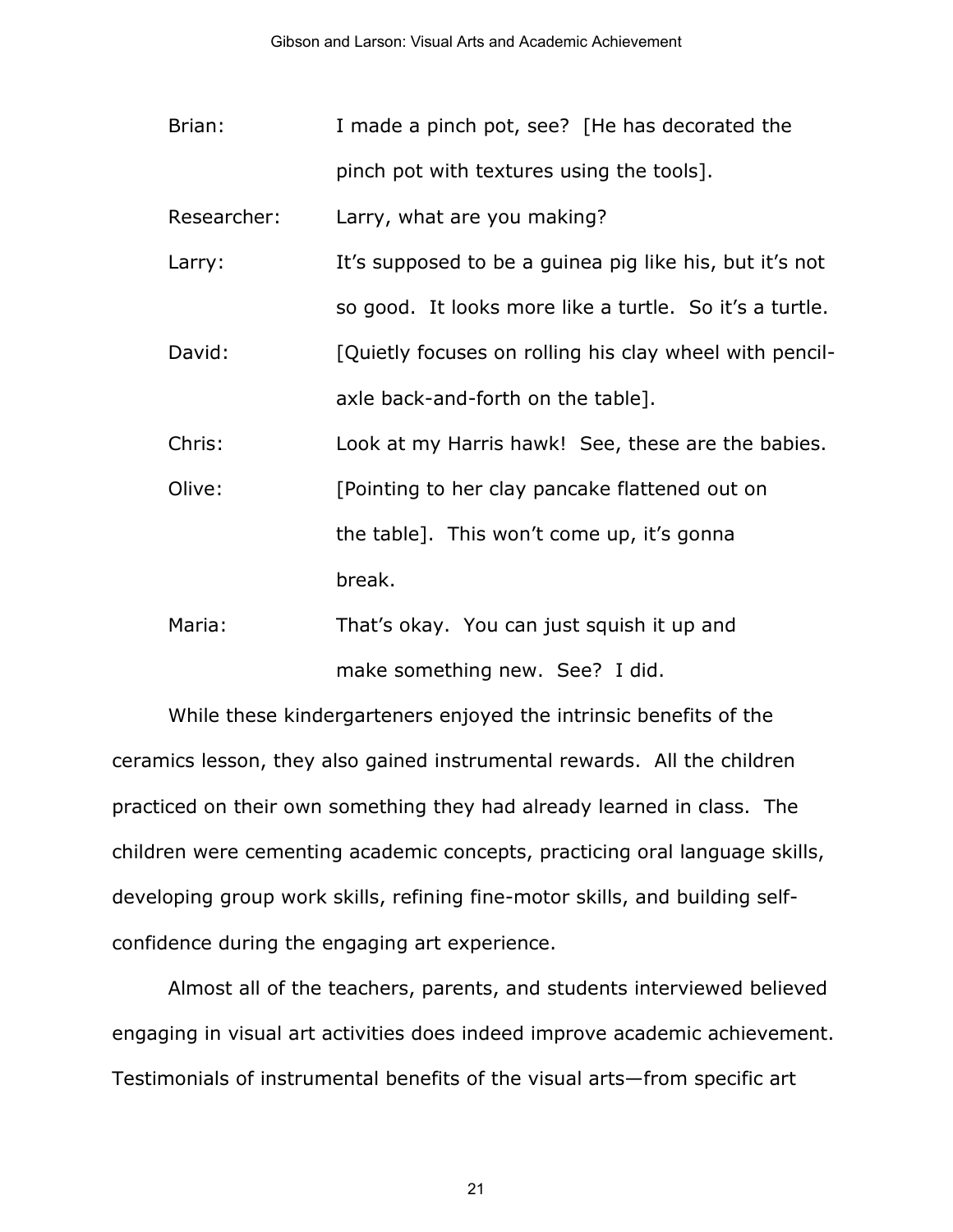Brian: I made a pinch pot, see? [He has decorated the pinch pot with textures using the tools].

Researcher: Larry, what are you making?

Larry: It's supposed to be a guinea pig like his, but it's not so good. It looks more like a turtle. So it's a turtle.

David: [Quietly focuses on rolling his clay wheel with pencil-axle back-and-forth on the table].

Chris: Look at my Harris hawk! See, these are the babies.

Olive: [Pointing to her clay pancake flattened out on the table]. This won't come up, it's gonna break.

Maria: That's okay. You can just squish it up and make something new. See? I did.

While these kindergarteners enjoyed the intrinsic benefits of the ceramics lesson, they also gained instrumental rewards. All the children practiced on their own something they had already learned in class. The children were cementing academic concepts, practicing oral language skills, developing group work skills, refining fine-motor skills, and building self-confidence during the engaging art experience.

Almost all of the teachers, parents, and students interviewed believed engaging in visual art activities does indeed improve academic achievement. Testimonials of instrumental benefits of the visual arts—from specific art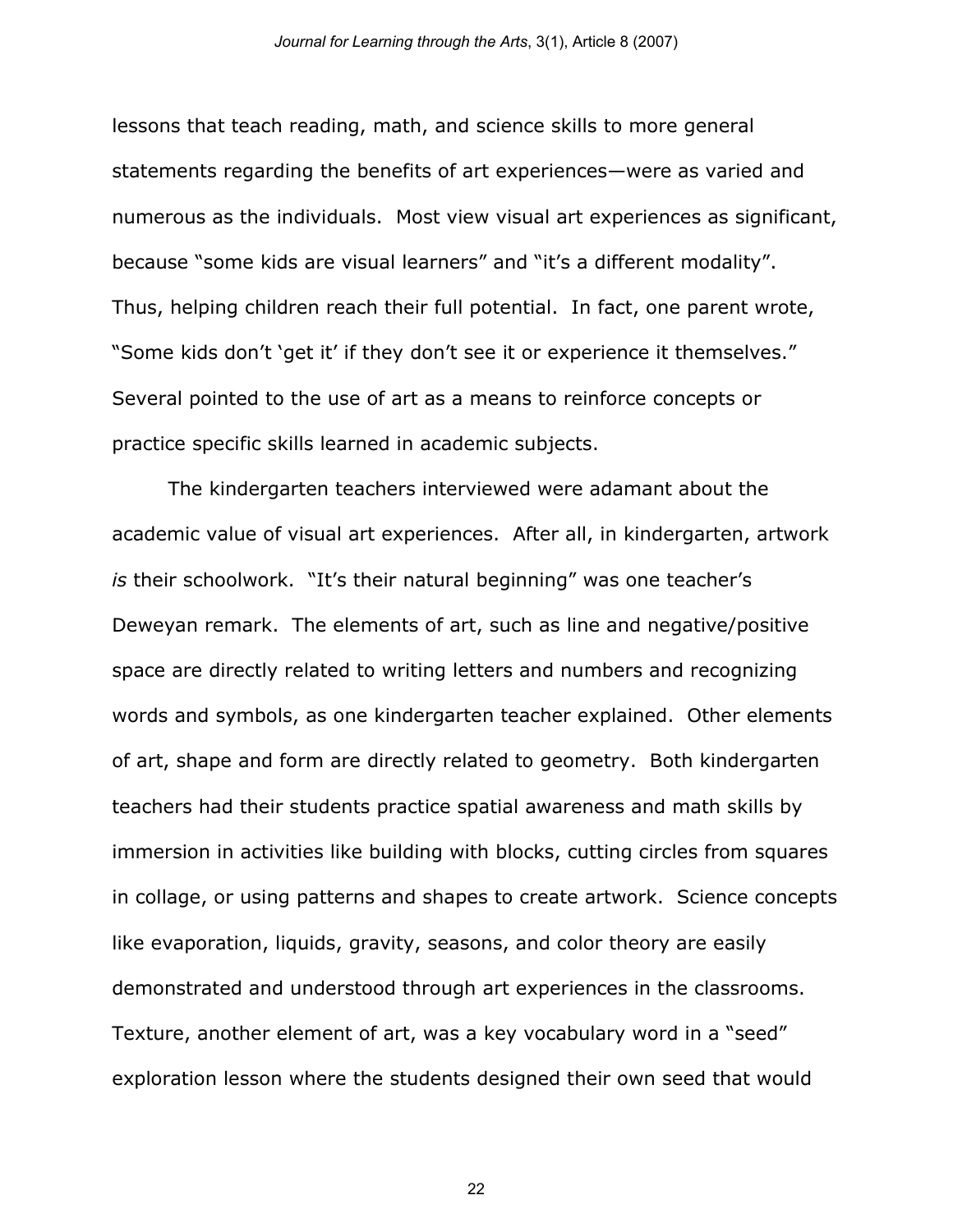lessons that teach reading, math, and science skills to more general statements regarding the benefits of art experiences—were as varied and numerous as the individuals. Most view visual art experiences as significant, because "some kids are visual learners" and "it's a different modality". Thus, helping children reach their full potential. In fact, one parent wrote, "Some kids don't 'get it' if they don't see it or experience it themselves." Several pointed to the use of art as a means to reinforce concepts or practice specific skills learned in academic subjects.

The kindergarten teachers interviewed were adamant about the academic value of visual art experiences. After all, in kindergarten, artwork *is* their schoolwork. "It's their natural beginning" was one teacher's Deweyan remark. The elements of art, such as line and negative/positive space are directly related to writing letters and numbers and recognizing words and symbols, as one kindergarten teacher explained. Other elements of art, shape and form are directly related to geometry. Both kindergarten teachers had their students practice spatial awareness and math skills by immersion in activities like building with blocks, cutting circles from squares in collage, or using patterns and shapes to create artwork. Science concepts like evaporation, liquids, gravity, seasons, and color theory are easily demonstrated and understood through art experiences in the classrooms. Texture, another element of art, was a key vocabulary word in a "seed" exploration lesson where the students designed their own seed that would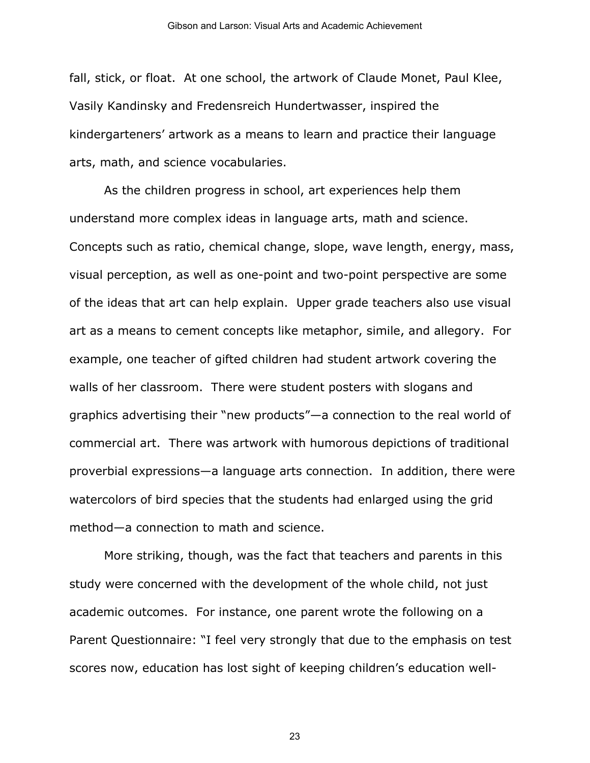fall, stick, or float. At one school, the artwork of Claude Monet, Paul Klee, Vasily Kandinsky and Fredensreich Hundertwasser, inspired the kindergarteners' artwork as a means to learn and practice their language arts, math, and science vocabularies.

As the children progress in school, art experiences help them understand more complex ideas in language arts, math and science. Concepts such as ratio, chemical change, slope, wave length, energy, mass, visual perception, as well as one-point and two-point perspective are some of the ideas that art can help explain. Upper grade teachers also use visual art as a means to cement concepts like metaphor, simile, and allegory. For example, one teacher of gifted children had student artwork covering the walls of her classroom. There were student posters with slogans and graphics advertising their "new products"—a connection to the real world of commercial art. There was artwork with humorous depictions of traditional proverbial expressions—a language arts connection. In addition, there were watercolors of bird species that the students had enlarged using the grid method—a connection to math and science.

More striking, though, was the fact that teachers and parents in this study were concerned with the development of the whole child, not just academic outcomes. For instance, one parent wrote the following on a Parent Questionnaire: "I feel very strongly that due to the emphasis on test scores now, education has lost sight of keeping children's education well-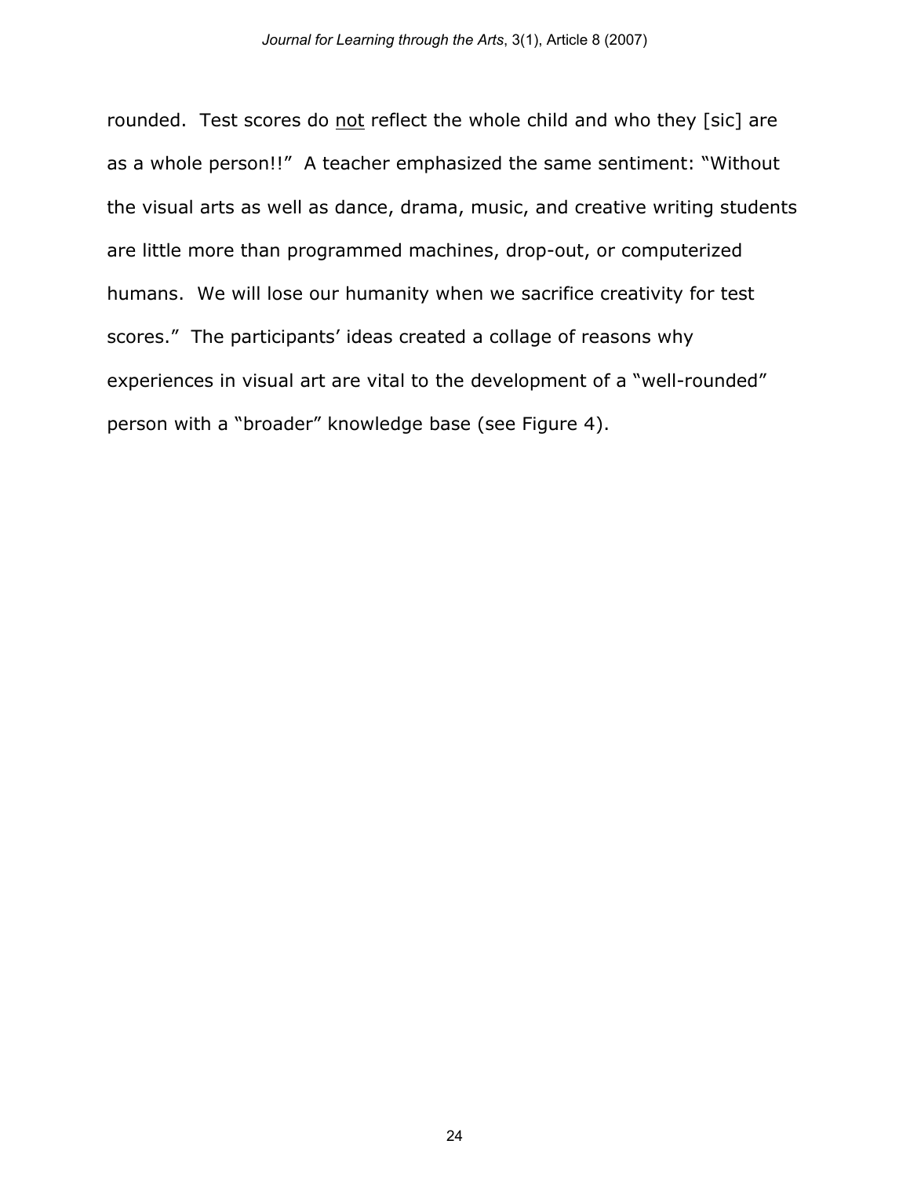rounded. Test scores do <u>not</u> reflect the whole child and who they [sic] are as a whole person!!" A teacher emphasized the same sentiment: "Without the visual arts as well as dance, drama, music, and creative writing students are little more than programmed machines, drop-out, or computerized humans. We will lose our humanity when we sacrifice creativity for test scores." The participants' ideas created a collage of reasons why experiences in visual art are vital to the development of a "well-rounded" person with a "broader" knowledge base (see Figure 4).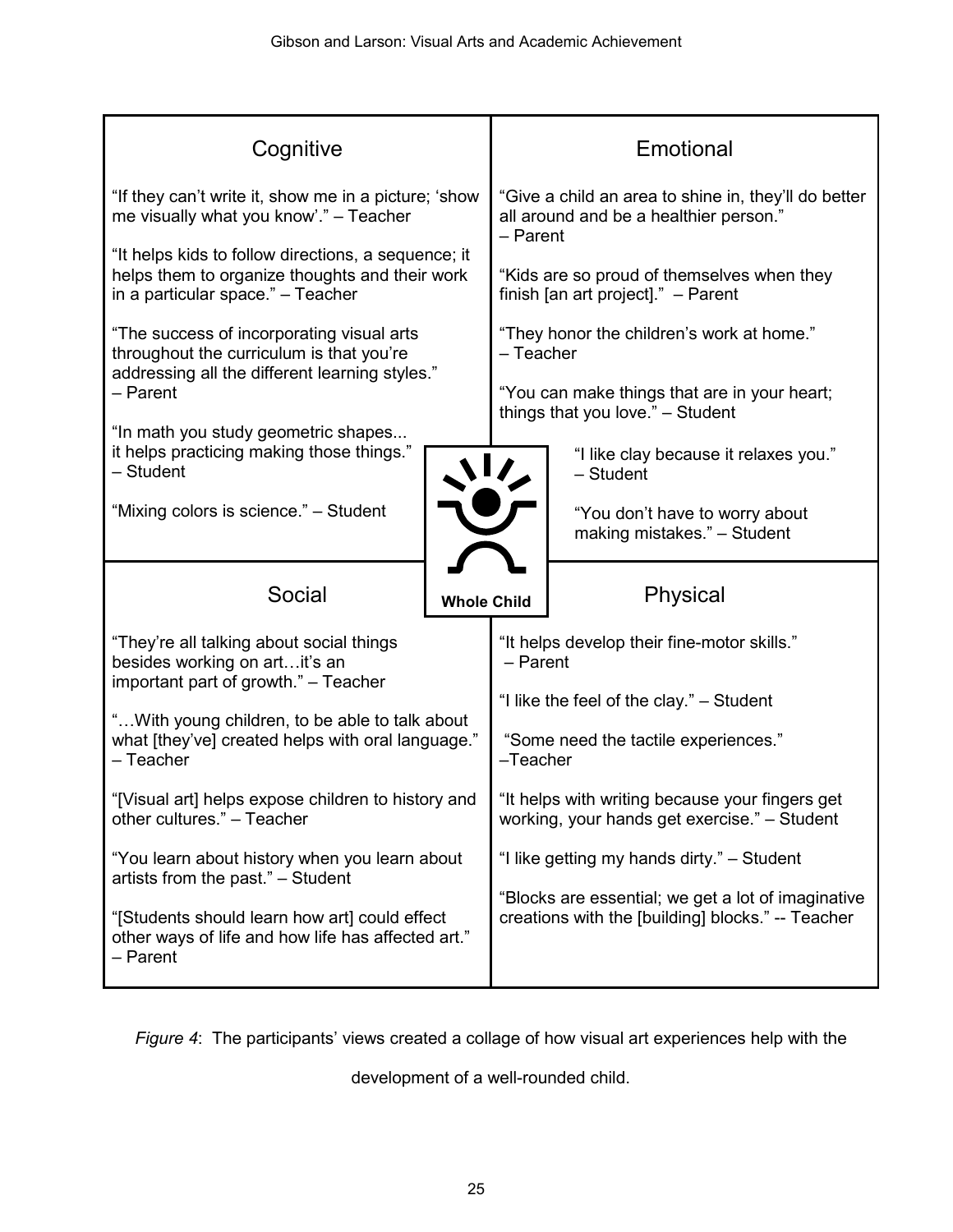| Cognitive | Emotional |
| --- | --- |
| "If they can't write it, show me in a picture; 'show me visually what you know'." – Teacher<br><br>"It helps kids to follow directions, a sequence; it helps them to organize thoughts and their work in a particular space." – Teacher<br><br>"The success of incorporating visual arts throughout the curriculum is that you're addressing all the different learning styles." – Parent<br><br>"In math you study geometric shapes... it helps practicing making those things." – Student<br><br>"Mixing colors is science." – Student | "Give a child an area to shine in, they'll do better all around and be a healthier person." – Parent<br><br>"Kids are so proud of themselves when they finish [an art project]." – Parent<br><br>"They honor the children's work at home." – Teacher<br><br>"You can make things that are in your heart; things that you love." – Student<br><br>"I like clay because it relaxes you." – Student<br><br>"You don't have to worry about making mistakes." – Student |
| **Social** | **Physical** |
| "They're all talking about social things besides working on art…it's an important part of growth." – Teacher<br><br>"…With young children, to be able to talk about what [they've] created helps with oral language." – Teacher<br><br>"[Visual art] helps expose children to history and other cultures." – Teacher<br><br>"You learn about history when you learn about artists from the past." – Student<br><br>"[Students should learn how art] could effect other ways of life and how life has affected art." – Parent | "It helps develop their fine-motor skills." – Parent<br><br>"I like the feel of the clay." – Student<br><br>"Some need the tactile experiences." –Teacher<br><br>"It helps with writing because your fingers get working, your hands get exercise." – Student<br><br>"I like getting my hands dirty." – Student<br><br>"Blocks are essential; we get a lot of imaginative creations with the [building] blocks." -- Teacher |

**Whole Child**

*Figure 4*: The participants' views created a collage of how visual art experiences help with the development of a well-rounded child.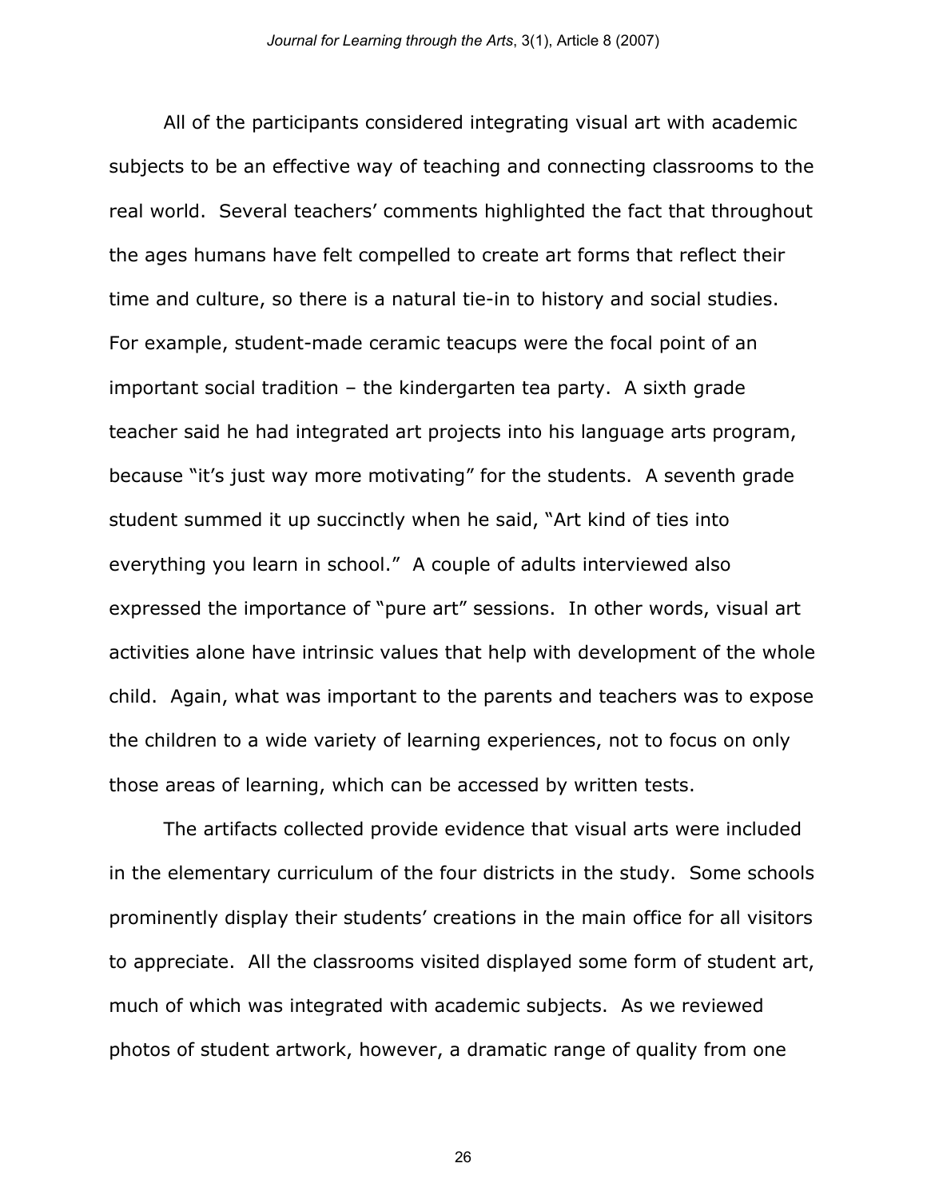All of the participants considered integrating visual art with academic subjects to be an effective way of teaching and connecting classrooms to the real world. Several teachers' comments highlighted the fact that throughout the ages humans have felt compelled to create art forms that reflect their time and culture, so there is a natural tie-in to history and social studies. For example, student-made ceramic teacups were the focal point of an important social tradition – the kindergarten tea party. A sixth grade teacher said he had integrated art projects into his language arts program, because "it's just way more motivating" for the students. A seventh grade student summed it up succinctly when he said, "Art kind of ties into everything you learn in school." A couple of adults interviewed also expressed the importance of "pure art" sessions. In other words, visual art activities alone have intrinsic values that help with development of the whole child. Again, what was important to the parents and teachers was to expose the children to a wide variety of learning experiences, not to focus on only those areas of learning, which can be accessed by written tests.

The artifacts collected provide evidence that visual arts were included in the elementary curriculum of the four districts in the study. Some schools prominently display their students' creations in the main office for all visitors to appreciate. All the classrooms visited displayed some form of student art, much of which was integrated with academic subjects. As we reviewed photos of student artwork, however, a dramatic range of quality from one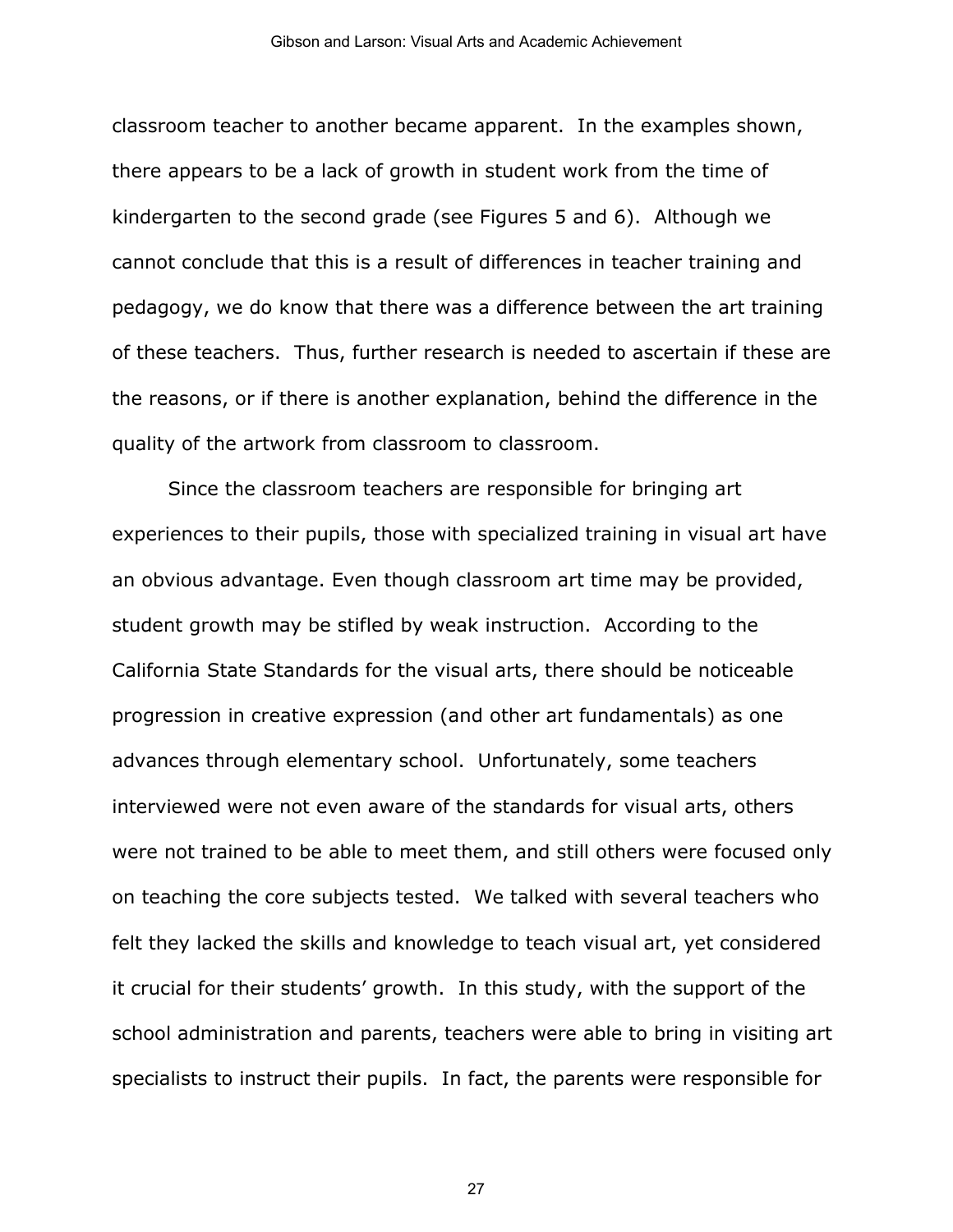classroom teacher to another became apparent. In the examples shown, there appears to be a lack of growth in student work from the time of kindergarten to the second grade (see Figures 5 and 6). Although we cannot conclude that this is a result of differences in teacher training and pedagogy, we do know that there was a difference between the art training of these teachers. Thus, further research is needed to ascertain if these are the reasons, or if there is another explanation, behind the difference in the quality of the artwork from classroom to classroom.

Since the classroom teachers are responsible for bringing art experiences to their pupils, those with specialized training in visual art have an obvious advantage. Even though classroom art time may be provided, student growth may be stifled by weak instruction. According to the California State Standards for the visual arts, there should be noticeable progression in creative expression (and other art fundamentals) as one advances through elementary school. Unfortunately, some teachers interviewed were not even aware of the standards for visual arts, others were not trained to be able to meet them, and still others were focused only on teaching the core subjects tested. We talked with several teachers who felt they lacked the skills and knowledge to teach visual art, yet considered it crucial for their students' growth. In this study, with the support of the school administration and parents, teachers were able to bring in visiting art specialists to instruct their pupils. In fact, the parents were responsible for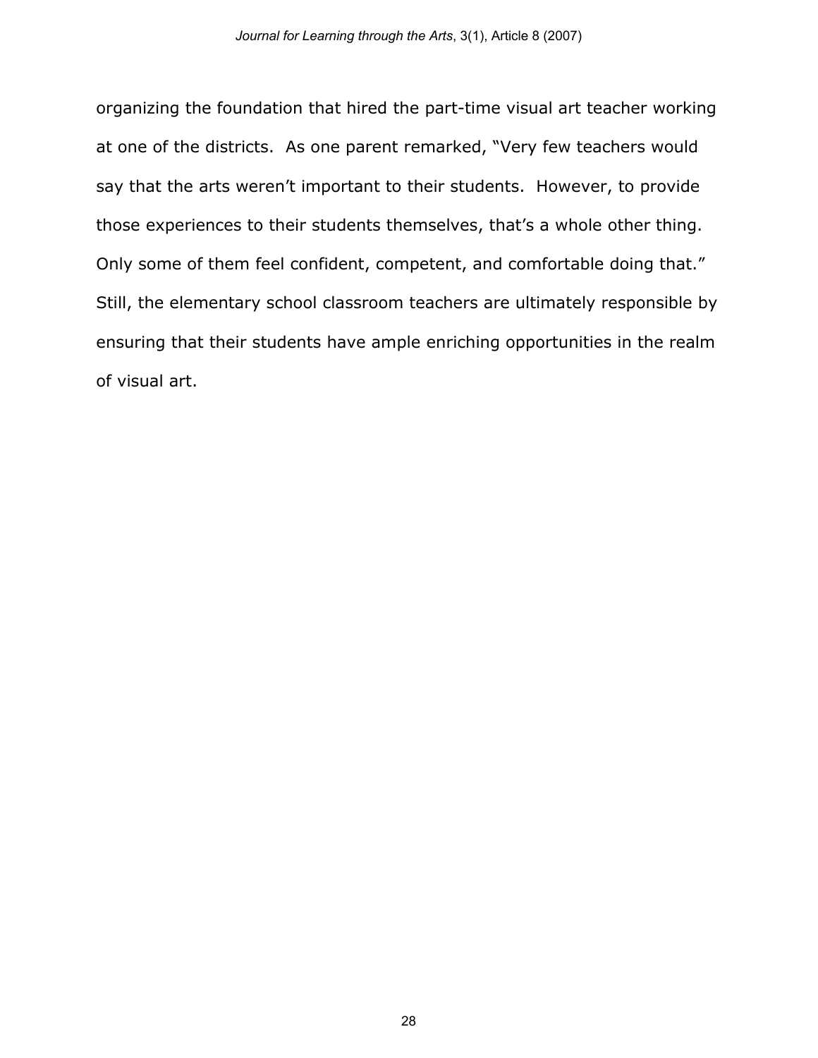organizing the foundation that hired the part-time visual art teacher working at one of the districts.  As one parent remarked, "Very few teachers would say that the arts weren't important to their students.  However, to provide those experiences to their students themselves, that's a whole other thing. Only some of them feel confident, competent, and comfortable doing that." Still, the elementary school classroom teachers are ultimately responsible by ensuring that their students have ample enriching opportunities in the realm of visual art.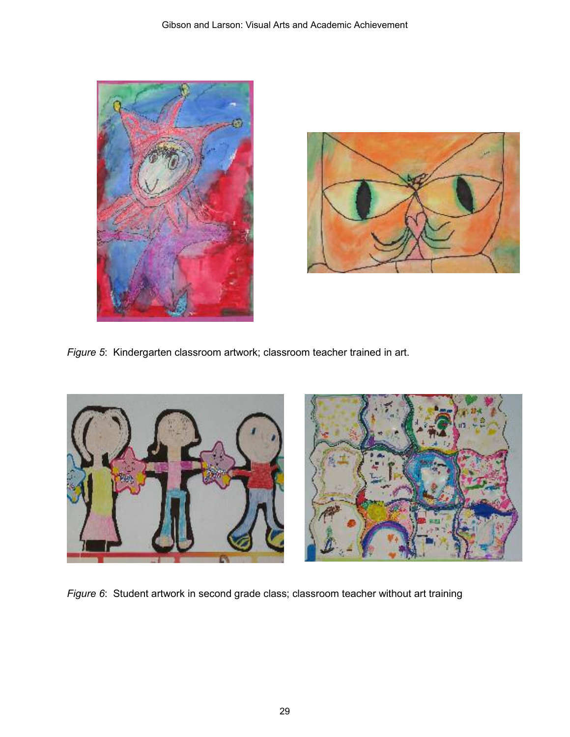*Figure 5*: Kindergarten classroom artwork; classroom teacher trained in art.

*Figure 6*: Student artwork in second grade class; classroom teacher without art training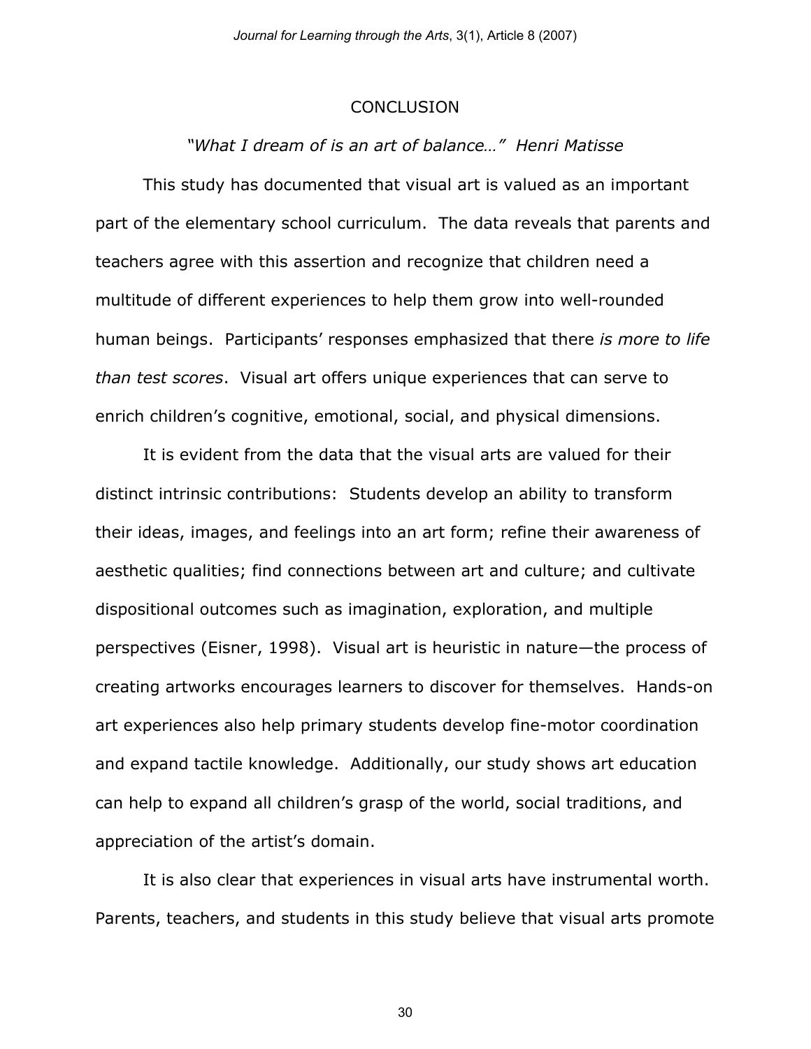## CONCLUSION

*"What I dream of is an art of balance…" Henri Matisse*

This study has documented that visual art is valued as an important part of the elementary school curriculum. The data reveals that parents and teachers agree with this assertion and recognize that children need a multitude of different experiences to help them grow into well-rounded human beings. Participants' responses emphasized that there *is more to life than test scores*. Visual art offers unique experiences that can serve to enrich children's cognitive, emotional, social, and physical dimensions.

It is evident from the data that the visual arts are valued for their distinct intrinsic contributions: Students develop an ability to transform their ideas, images, and feelings into an art form; refine their awareness of aesthetic qualities; find connections between art and culture; and cultivate dispositional outcomes such as imagination, exploration, and multiple perspectives (Eisner, 1998). Visual art is heuristic in nature—the process of creating artworks encourages learners to discover for themselves. Hands-on art experiences also help primary students develop fine-motor coordination and expand tactile knowledge. Additionally, our study shows art education can help to expand all children's grasp of the world, social traditions, and appreciation of the artist's domain.

It is also clear that experiences in visual arts have instrumental worth. Parents, teachers, and students in this study believe that visual arts promote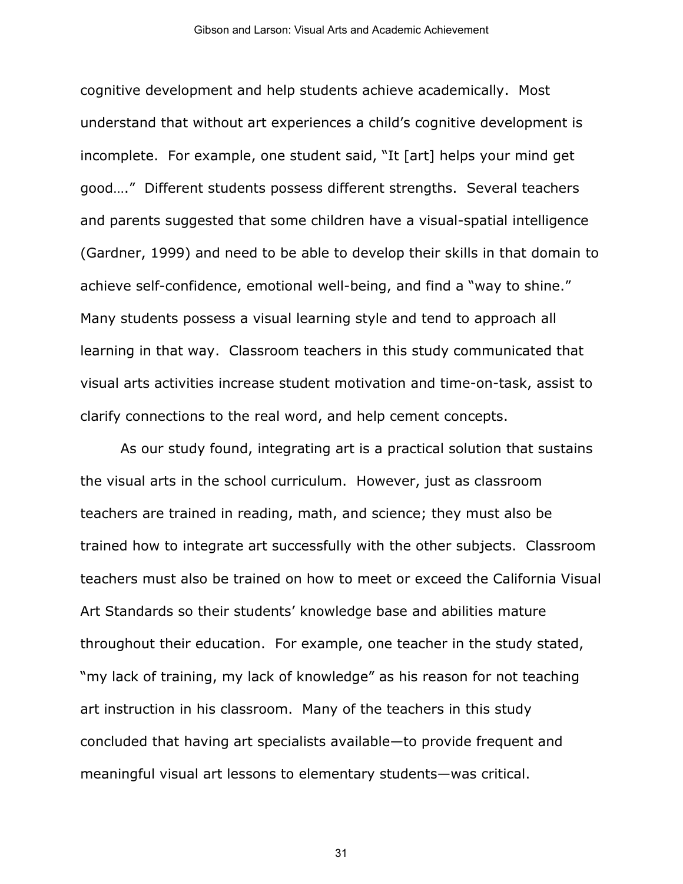cognitive development and help students achieve academically. Most understand that without art experiences a child's cognitive development is incomplete. For example, one student said, "It [art] helps your mind get good…." Different students possess different strengths. Several teachers and parents suggested that some children have a visual-spatial intelligence (Gardner, 1999) and need to be able to develop their skills in that domain to achieve self-confidence, emotional well-being, and find a "way to shine." Many students possess a visual learning style and tend to approach all learning in that way. Classroom teachers in this study communicated that visual arts activities increase student motivation and time-on-task, assist to clarify connections to the real word, and help cement concepts.

As our study found, integrating art is a practical solution that sustains the visual arts in the school curriculum. However, just as classroom teachers are trained in reading, math, and science; they must also be trained how to integrate art successfully with the other subjects. Classroom teachers must also be trained on how to meet or exceed the California Visual Art Standards so their students' knowledge base and abilities mature throughout their education. For example, one teacher in the study stated, "my lack of training, my lack of knowledge" as his reason for not teaching art instruction in his classroom. Many of the teachers in this study concluded that having art specialists available—to provide frequent and meaningful visual art lessons to elementary students—was critical.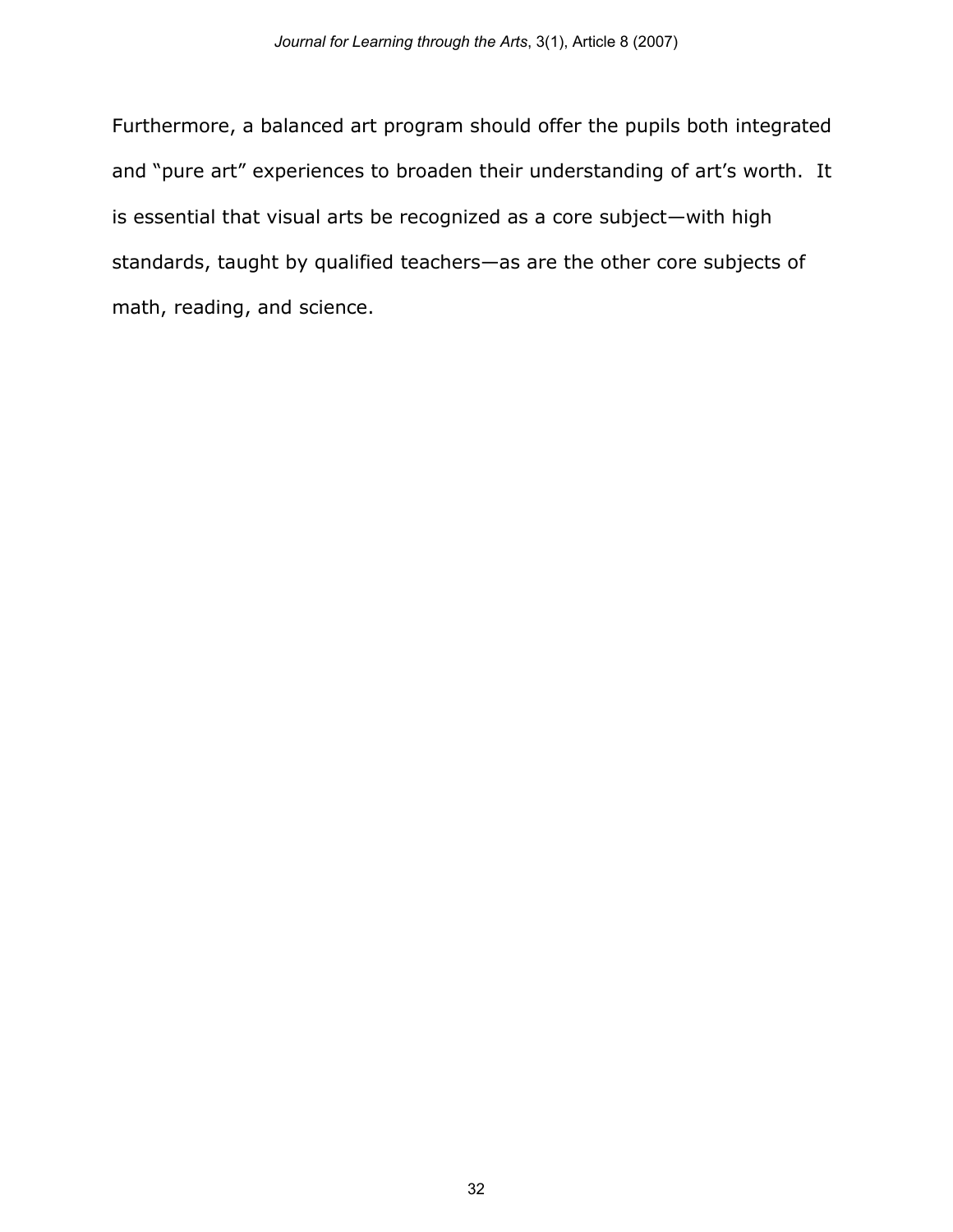Furthermore, a balanced art program should offer the pupils both integrated and "pure art" experiences to broaden their understanding of art's worth. It is essential that visual arts be recognized as a core subject—with high standards, taught by qualified teachers—as are the other core subjects of math, reading, and science.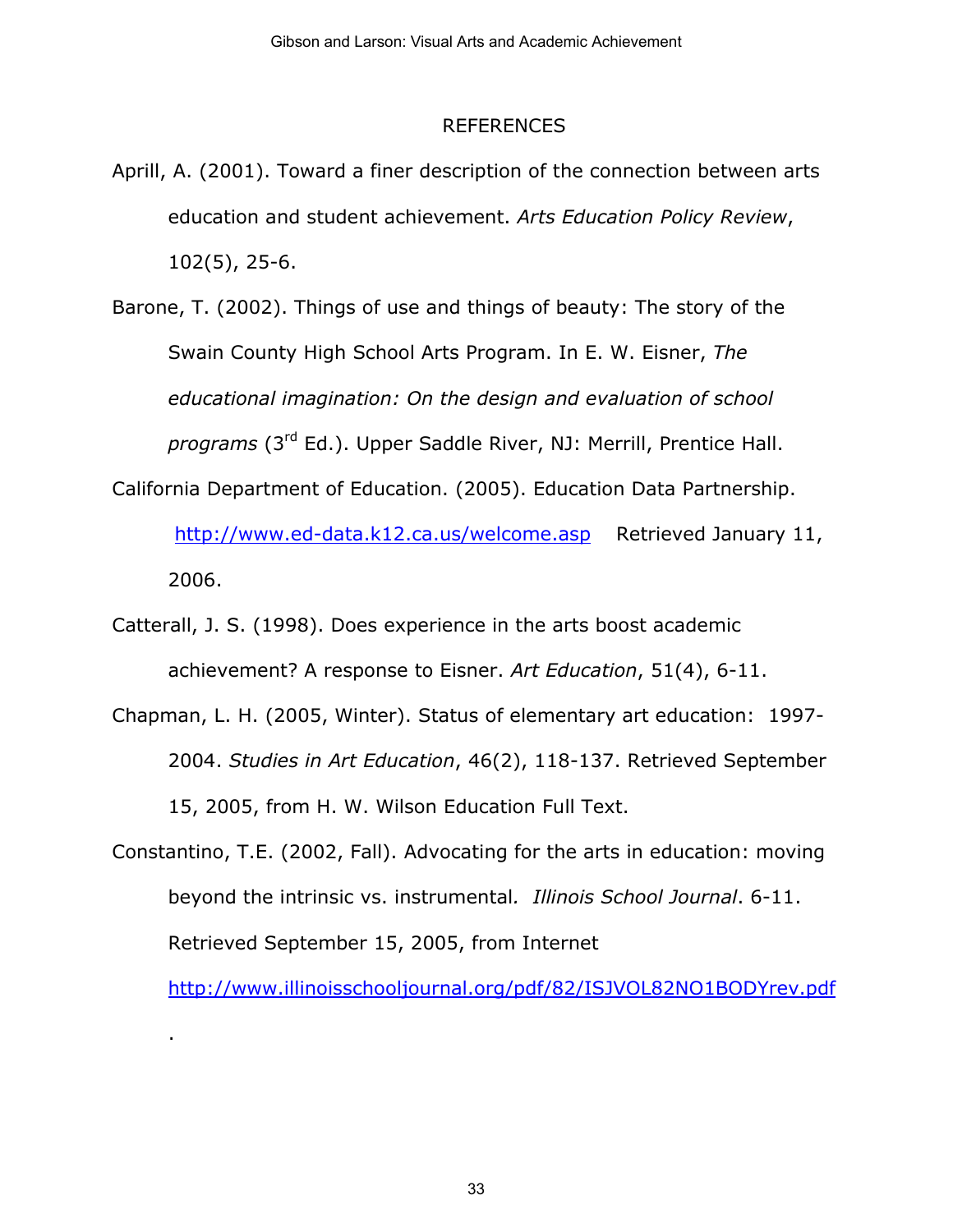# REFERENCES

Aprill, A. (2001). Toward a finer description of the connection between arts education and student achievement. *Arts Education Policy Review*, 102(5), 25-6.

Barone, T. (2002). Things of use and things of beauty: The story of the Swain County High School Arts Program. In E. W. Eisner, *The educational imagination: On the design and evaluation of school programs* (3rd Ed.). Upper Saddle River, NJ: Merrill, Prentice Hall.

California Department of Education. (2005). Education Data Partnership. http://www.ed-data.k12.ca.us/welcome.asp Retrieved January 11, 2006.

Catterall, J. S. (1998). Does experience in the arts boost academic achievement? A response to Eisner. *Art Education*, 51(4), 6-11.

Chapman, L. H. (2005, Winter). Status of elementary art education: 1997-2004. *Studies in Art Education*, 46(2), 118-137. Retrieved September 15, 2005, from H. W. Wilson Education Full Text.

Constantino, T.E. (2002, Fall). Advocating for the arts in education: moving beyond the intrinsic vs. instrumental. *Illinois School Journal*. 6-11. Retrieved September 15, 2005, from Internet http://www.illinoisschooljournal.org/pdf/82/ISJVOL82NO1BODYrev.pdf .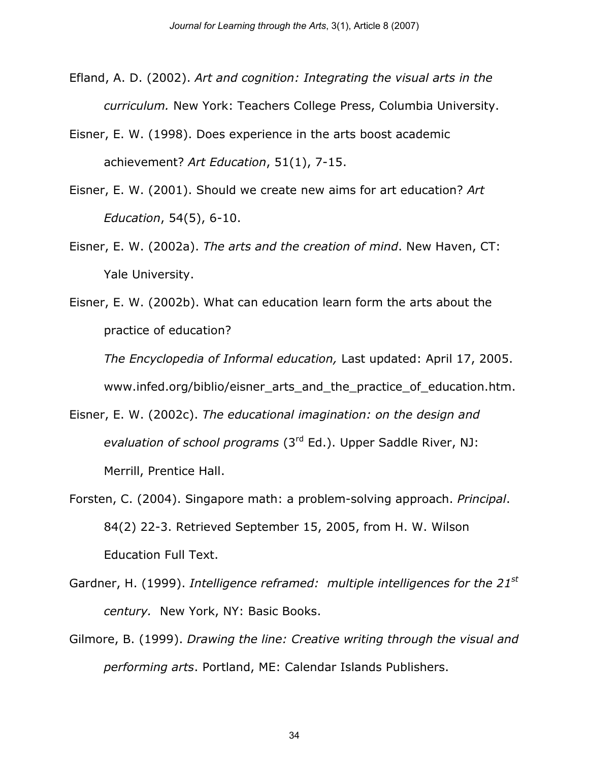Efland, A. D. (2002). *Art and cognition: Integrating the visual arts in the curriculum.* New York: Teachers College Press, Columbia University.

Eisner, E. W. (1998). Does experience in the arts boost academic achievement? *Art Education*, 51(1), 7-15.

Eisner, E. W. (2001). Should we create new aims for art education? *Art Education*, 54(5), 6-10.

Eisner, E. W. (2002a). *The arts and the creation of mind*. New Haven, CT: Yale University.

Eisner, E. W. (2002b). What can education learn form the arts about the practice of education?

*The Encyclopedia of Informal education,* Last updated: April 17, 2005. www.infed.org/biblio/eisner_arts_and_the_practice_of_education.htm.

Eisner, E. W. (2002c). *The educational imagination: on the design and evaluation of school programs* (3rd Ed.). Upper Saddle River, NJ: Merrill, Prentice Hall.

Forsten, C. (2004). Singapore math: a problem-solving approach. *Principal*. 84(2) 22-3. Retrieved September 15, 2005, from H. W. Wilson Education Full Text.

Gardner, H. (1999). *Intelligence reframed: multiple intelligences for the 21st century.* New York, NY: Basic Books.

Gilmore, B. (1999). *Drawing the line: Creative writing through the visual and performing arts*. Portland, ME: Calendar Islands Publishers.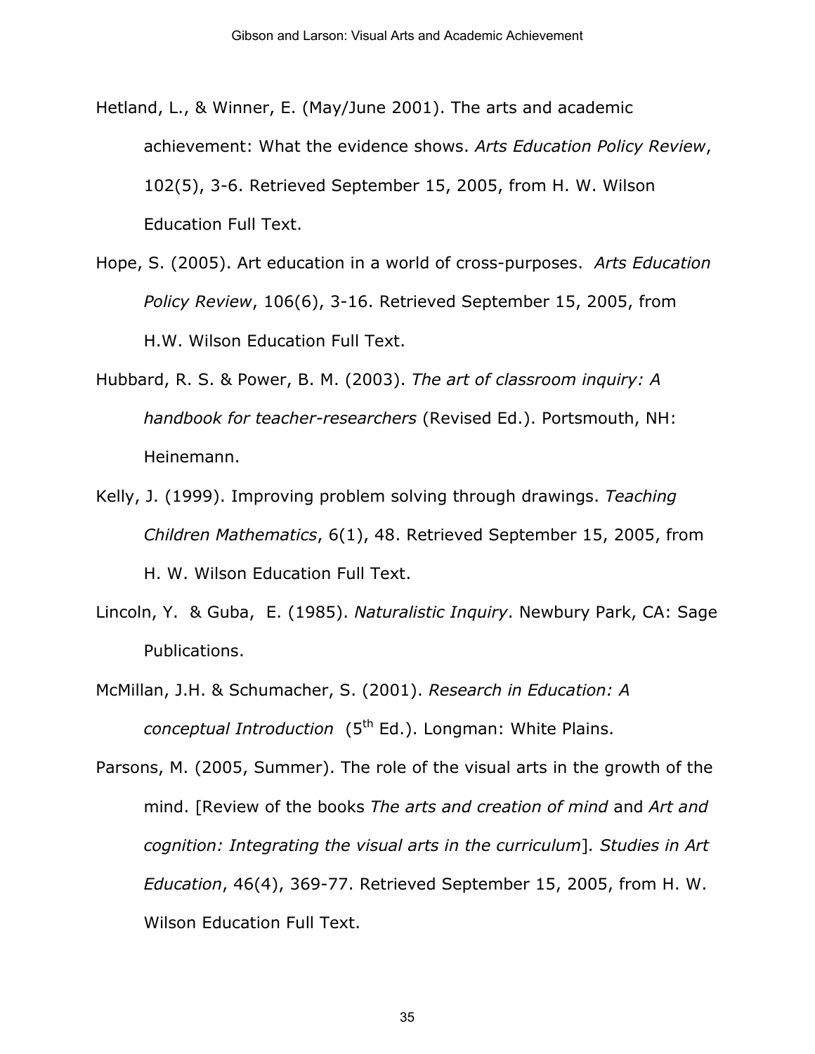Hetland, L., & Winner, E. (May/June 2001). The arts and academic achievement: What the evidence shows. *Arts Education Policy Review*, 102(5), 3-6. Retrieved September 15, 2005, from H. W. Wilson Education Full Text.

Hope, S. (2005). Art education in a world of cross-purposes. *Arts Education Policy Review*, 106(6), 3-16. Retrieved September 15, 2005, from H.W. Wilson Education Full Text.

Hubbard, R. S. & Power, B. M. (2003). *The art of classroom inquiry: A handbook for teacher-researchers* (Revised Ed.). Portsmouth, NH: Heinemann.

Kelly, J. (1999). Improving problem solving through drawings. *Teaching Children Mathematics*, 6(1), 48. Retrieved September 15, 2005, from H. W. Wilson Education Full Text.

Lincoln, Y. & Guba, E. (1985). *Naturalistic Inquiry*. Newbury Park, CA: Sage Publications.

McMillan, J.H. & Schumacher, S. (2001). *Research in Education: A conceptual Introduction* (5th Ed.). Longman: White Plains.

Parsons, M. (2005, Summer). The role of the visual arts in the growth of the mind. [Review of the books *The arts and creation of mind* and *Art and cognition: Integrating the visual arts in the curriculum*]. *Studies in Art Education*, 46(4), 369-77. Retrieved September 15, 2005, from H. W. Wilson Education Full Text.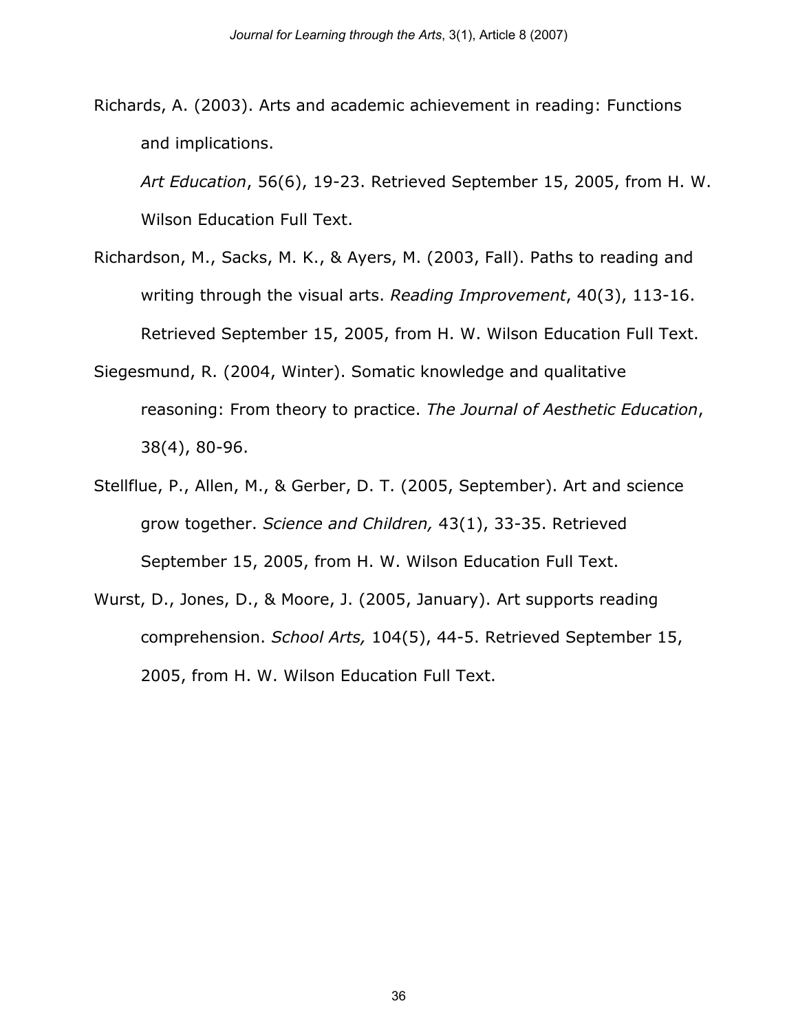Richards, A. (2003). Arts and academic achievement in reading: Functions and implications.

*Art Education*, 56(6), 19-23. Retrieved September 15, 2005, from H. W. Wilson Education Full Text.

Richardson, M., Sacks, M. K., & Ayers, M. (2003, Fall). Paths to reading and writing through the visual arts. *Reading Improvement*, 40(3), 113-16. Retrieved September 15, 2005, from H. W. Wilson Education Full Text.

Siegesmund, R. (2004, Winter). Somatic knowledge and qualitative reasoning: From theory to practice. *The Journal of Aesthetic Education*, 38(4), 80-96.

Stellflue, P., Allen, M., & Gerber, D. T. (2005, September). Art and science grow together. *Science and Children,* 43(1), 33-35. Retrieved September 15, 2005, from H. W. Wilson Education Full Text.

Wurst, D., Jones, D., & Moore, J. (2005, January). Art supports reading comprehension. *School Arts,* 104(5), 44-5. Retrieved September 15, 2005, from H. W. Wilson Education Full Text.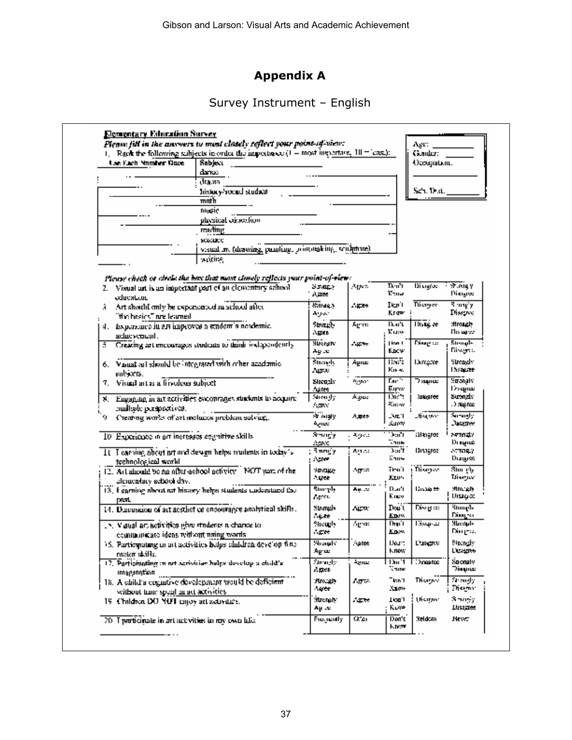## Appendix A

Survey Instrument – English

**Elementary Education Survey**

***Please fill in the answers to most closely reflect your point-of-view:***

Age: ________
Gender: ______
Occupation: ________
Sch. Dist. ________

1. Rank the following subjects in order the importance (1 = most important, 10 = least):

| Use Each Number Once | Subject |
|---|---|
| | dance |
| | drama |
| | history/social studies |
| | math |
| | music |
| | physical education |
| | reading |
| | science |
| | visual art (drawing, painting, printmaking, sculpture) |
| | writing |

***Please check or circle the box that most closely reflects your point-of-view:***

| | Strongly Agree | Agree | Don't Know | Disagree | Strongly Disagree |
|---|---|---|---|---|---|
| 2. Visual art is an important part of an elementary school education. | Strongly Agree | Agree | Don't Know | Disagree | Strongly Disagree |
| 3. Art should only be experienced in school after "the basics" are learned. | Strongly Agree | Agree | Don't Know | Disagree | Strongly Disagree |
| 4. Experience in art improves a student's academic achievement. | Strongly Agree | Agree | Don't Know | Disagree | Strongly Disagree |
| 5. Creating art encourages students to think independently. | Strongly Agree | Agree | Don't Know | Disagree | Strongly Disagree |
| 6. Visual art should be integrated with other academic subjects. | Strongly Agree | Agree | Don't Know | Disagree | Strongly Disagree |
| 7. Visual art is a frivolous subject. | Strongly Agree | Agree | Don't Know | Disagree | Strongly Disagree |
| 8. Engaging in art activities encourages students to acquire multiple perspectives. | Strongly Agree | Agree | Don't Know | Disagree | Strongly Disagree |
| 9. Creating works of art includes problem solving. | Strongly Agree | Agree | Don't Know | Disagree | Strongly Disagree |
| 10. Experience in art increases cognitive skills. | Strongly Agree | Agree | Don't Know | Disagree | Strongly Disagree |
| 11. Learning about art and design helps students in today's technological world. | Strongly Agree | Agree | Don't Know | Disagree | Strongly Disagree |
| 12. Art should be an after-school activity – NOT part of the elementary school day. | Strongly Agree | Agree | Don't Know | Disagree | Strongly Disagree |
| 13. Learning about art history helps students understand the past. | Strongly Agree | Agree | Don't Know | Disagree | Strongly Disagree |
| 14. Discussion of art aesthetics encourages analytical skills. | Strongly Agree | Agree | Don't Know | Disagree | Strongly Disagree |
| 15. Visual art activities give students a chance to communicate ideas without using words. | Strongly Agree | Agree | Don't Know | Disagree | Strongly Disagree |
| 16. Participating in art activities helps children develop fine motor skills. | Strongly Agree | Agree | Don't Know | Disagree | Strongly Disagree |
| 17. Participating in art activities helps develop a child's imagination. | Strongly Agree | Agree | Don't Know | Disagree | Strongly Disagree |
| 18. A child's cognitive development would be deficient without time spent in art activities. | Strongly Agree | Agree | Don't Know | Disagree | Strongly Disagree |
| 19. Children DO NOT enjoy art activities. | Strongly Agree | Agree | Don't Know | Disagree | Strongly Disagree |
| 20. I participate in art activities in my own life. | Frequently | Often | Don't Know | Seldom | Never |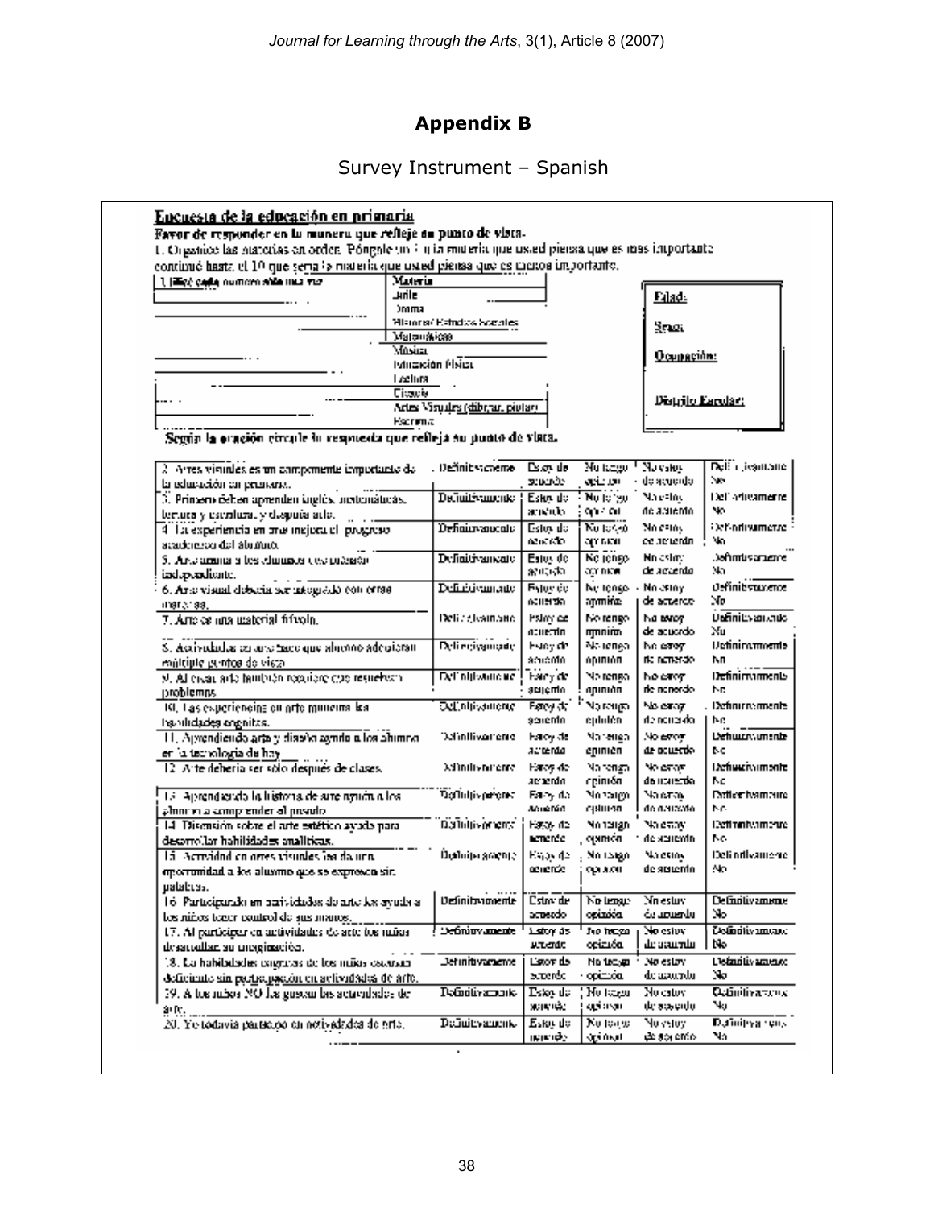## Appendix B

Survey Instrument – Spanish

**Encuesta de la educación en primaria**

**Favor de responder en la manera que refleje su punto de vista.**

1. Organice las materias en orden. Póngale un 1 a la materia que usted piensa que es mas importante continué hasta el 10 que sería la materia que usted piensa que es menos importante.

| 1 (Use cada numero solo una vez) | Materia |
|---|---|
| | Baile |
| | Drama |
| | Historia/ Estudios Sociales |
| | Matemáticas |
| | Música |
| | Educación Física |
| | Lectura |
| | Ciencia |
| | Artes Visuales (dibujar, pintar) |
| | Escritura |

Edad:

Sexo:

Ocupación:

Distrito Escolar:

**Según la oración circule la respuesta que refleja su punto de vista.**

| | | | | | |
|---|---|---|---|---|---|
| 2. Artes visuales es un componente importante de la educación en primaria. | Definitivamente | Estoy de acuerdo | No tengo opinión | No estoy de acuerdo | Definitivamente No |
| 3. Primero deben aprender inglés, matemáticas, lectura y escritura, y después arte. | Definitivamente | Estoy de acuerdo | No tengo opinión | No estoy de acuerdo | Definitivamente No |
| 4. La experiencia en arte mejora el progreso académico del alumno. | Definitivamente | Estoy de acuerdo | No tengo opinión | No estoy de acuerdo | Definitivamente No |
| 5. Arte anima a los alumnos con pensión independiente. | Definitivamente | Estoy de acuerdo | No tengo opinión | No estoy de acuerdo | Definitivamente No |
| 6. Arte visual debería ser integrado con otras materias. | Definitivamente | Estoy de acuerdo | No tengo opinión | No estoy de acuerdo | Definitivamente No |
| 7. Arte es una material frívola. | Definitivamente | Estoy de acuerdo | No tengo opinión | No estoy de acuerdo | Definitivamente No |
| 8. Actividades en arte hace que alumno adquieran múltiple puntos de vista. | Definitivamente | Estoy de acuerdo | No tengo opinión | No estoy de acuerdo | Definitivamente No |
| 9. Al crear arte también requiere que resuelvan problemas. | Definitivamente | Estoy de acuerdo | No tengo opinión | No estoy de acuerdo | Definitivamente No |
| 10. Las experiencias en arte mejora las habilidades cognitas. | Definitivamente | Estoy de acuerdo | No tengo opinión | No estoy de acuerdo | Definitivamente No |
| 11. Aprendiendo arte y diseño ayuda a los alumnos en la tecnología de hoy. | Definitivamente | Estoy de acuerdo | No tengo opinión | No estoy de acuerdo | Definitivamente No |
| 12. Arte debería ser solo después de clases. | Definitivamente | Estoy de acuerdo | No tengo opinión | No estoy de acuerdo | Definitivamente No |
| 13. Aprendiendo la historia de arte ayuda a los alumno a comprender el pasado. | Definitivamente | Estoy de acuerdo | No tengo opinión | No estoy de acuerdo | Definitivamente No |
| 14. Discusión sobre el arte estético ayuda para desarrollar habilidades analíticas. | Definitivamente | Estoy de acuerdo | No tengo opinión | No estoy de acuerdo | Definitivamente No |
| 15. Actividad en artes visuales les da una oportunidad a los alumno que se expresen sin palabras. | Definitivamente | Estoy de acuerdo | No tengo opinión | No estoy de acuerdo | Definitivamente No |
| 16. Participando en actividades de arte les ayuda a los niños tener control de sus manos. | Definitivamente | Estoy de acuerdo | No tengo opinión | No estoy de acuerdo | Definitivamente No |
| 17. Al participar en actividades de arte los niños desarrollan su imaginación. | Definitivamente | Estoy de acuerdo | No tengo opinión | No estoy de acuerdo | Definitivamente No |
| 18. La habilidades cognitas de los niños estarían deficiente sin participación en actividades de arte. | Definitivamente | Estoy de acuerdo | No tengo opinión | No estoy de acuerdo | Definitivamente No |
| 19. A los niños NO les gustan las actividades de arte. | Definitivamente | Estoy de acuerdo | No tengo opinión | No estoy de acuerdo | Definitivamente No |
| 20. Yo todavía participo en actividades de arte. | Definitivamente | Estoy de acuerdo | No tengo opinión | No estoy de acuerdo | Definitivamente No |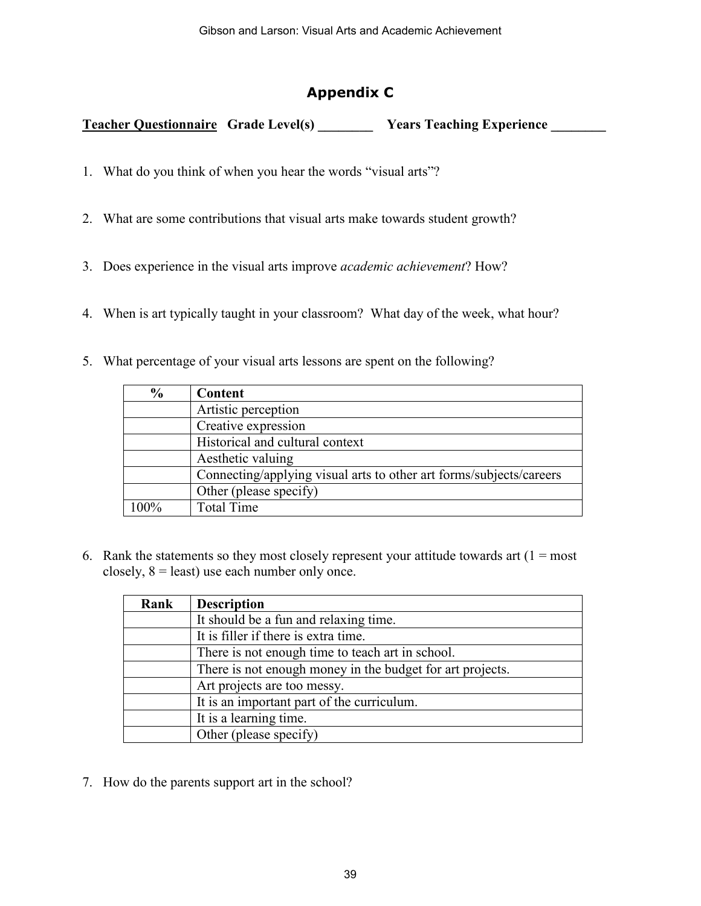## Appendix C

**<u>Teacher Questionnaire</u>   Grade Level(s) ________   Years Teaching Experience ________**

1. What do you think of when you hear the words "visual arts"?

2. What are some contributions that visual arts make towards student growth?

3. Does experience in the visual arts improve *academic achievement*? How?

4. When is art typically taught in your classroom? What day of the week, what hour?

5. What percentage of your visual arts lessons are spent on the following?

| % | Content |
|---|---|
| | Artistic perception |
| | Creative expression |
| | Historical and cultural context |
| | Aesthetic valuing |
| | Connecting/applying visual arts to other art forms/subjects/careers |
| | Other (please specify) |
| 100% | Total Time |

6. Rank the statements so they most closely represent your attitude towards art (1 = most closely, 8 = least) use each number only once.

| Rank | Description |
|---|---|
| | It should be a fun and relaxing time. |
| | It is filler if there is extra time. |
| | There is not enough time to teach art in school. |
| | There is not enough money in the budget for art projects. |
| | Art projects are too messy. |
| | It is an important part of the curriculum. |
| | It is a learning time. |
| | Other (please specify) |

7. How do the parents support art in the school?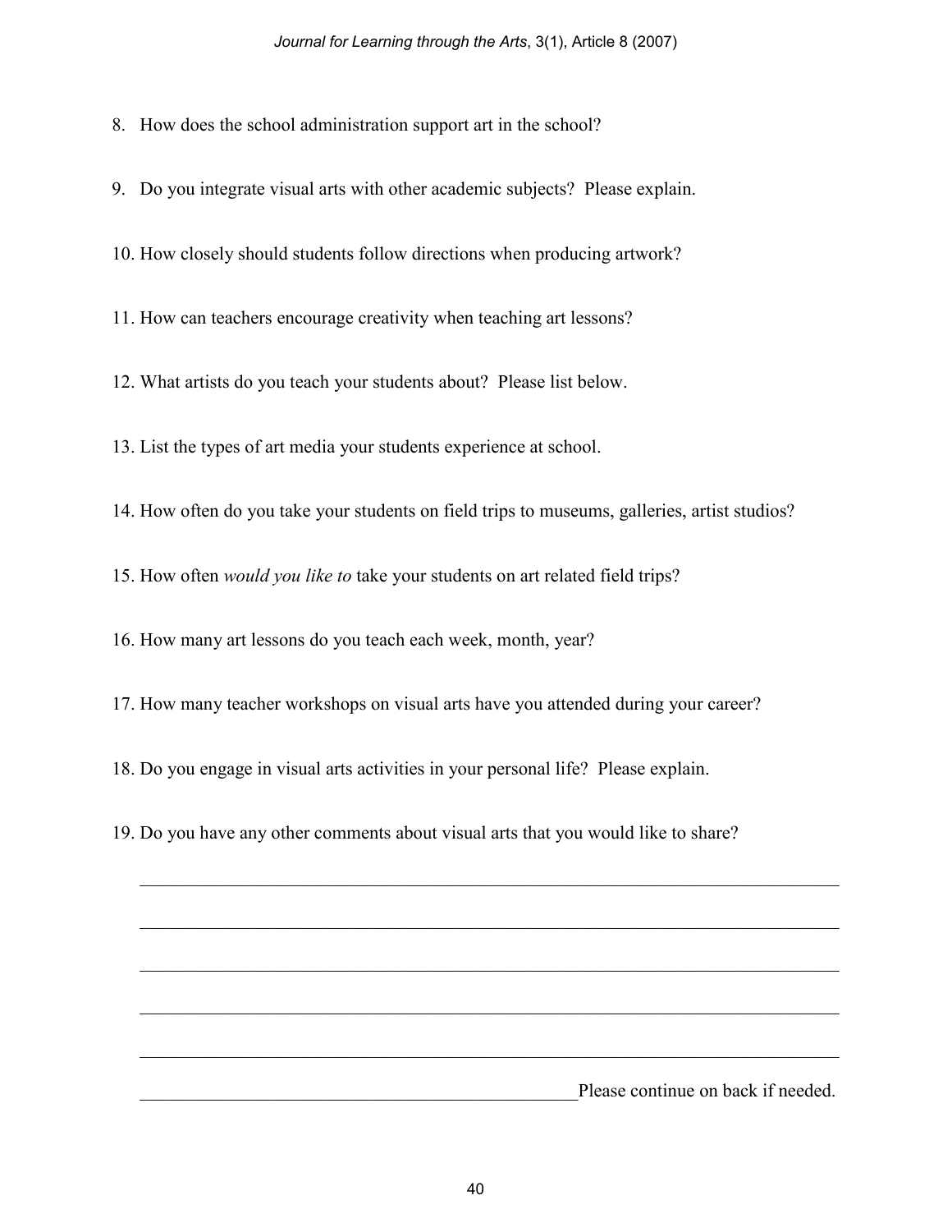8. How does the school administration support art in the school?

9. Do you integrate visual arts with other academic subjects? Please explain.

10. How closely should students follow directions when producing artwork?

11. How can teachers encourage creativity when teaching art lessons?

12. What artists do you teach your students about? Please list below.

13. List the types of art media your students experience at school.

14. How often do you take your students on field trips to museums, galleries, artist studios?

15. How often *would you like to* take your students on art related field trips?

16. How many art lessons do you teach each week, month, year?

17. How many teacher workshops on visual arts have you attended during your career?

18. Do you engage in visual arts activities in your personal life? Please explain.

19. Do you have any other comments about visual arts that you would like to share?

______________________________________________________________________________

______________________________________________________________________________

______________________________________________________________________________

______________________________________________________________________________

______________________________________________________________________________

_________________________________________________Please continue on back if needed.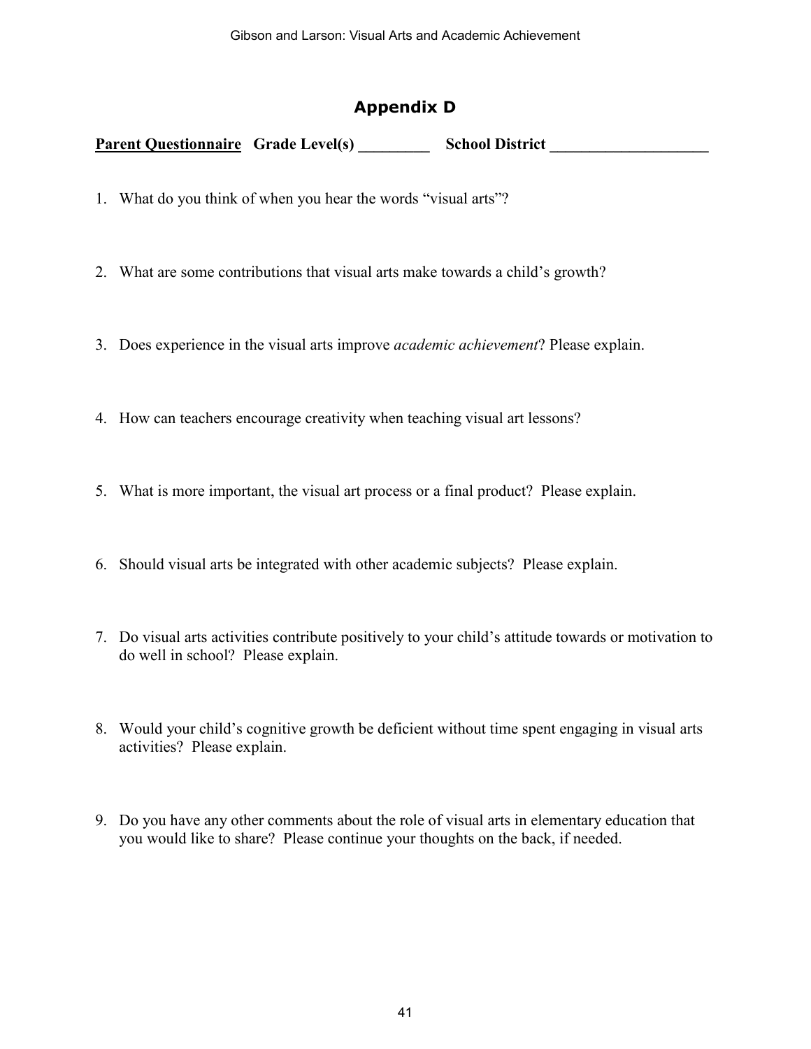# Appendix D

**<u>Parent Questionnaire</u>** **Grade Level(s) _________** **School District ____________________**

1. What do you think of when you hear the words "visual arts"?

2. What are some contributions that visual arts make towards a child's growth?

3. Does experience in the visual arts improve *academic achievement*? Please explain.

4. How can teachers encourage creativity when teaching visual art lessons?

5. What is more important, the visual art process or a final product? Please explain.

6. Should visual arts be integrated with other academic subjects? Please explain.

7. Do visual arts activities contribute positively to your child's attitude towards or motivation to do well in school? Please explain.

8. Would your child's cognitive growth be deficient without time spent engaging in visual arts activities? Please explain.

9. Do you have any other comments about the role of visual arts in elementary education that you would like to share? Please continue your thoughts on the back, if needed.